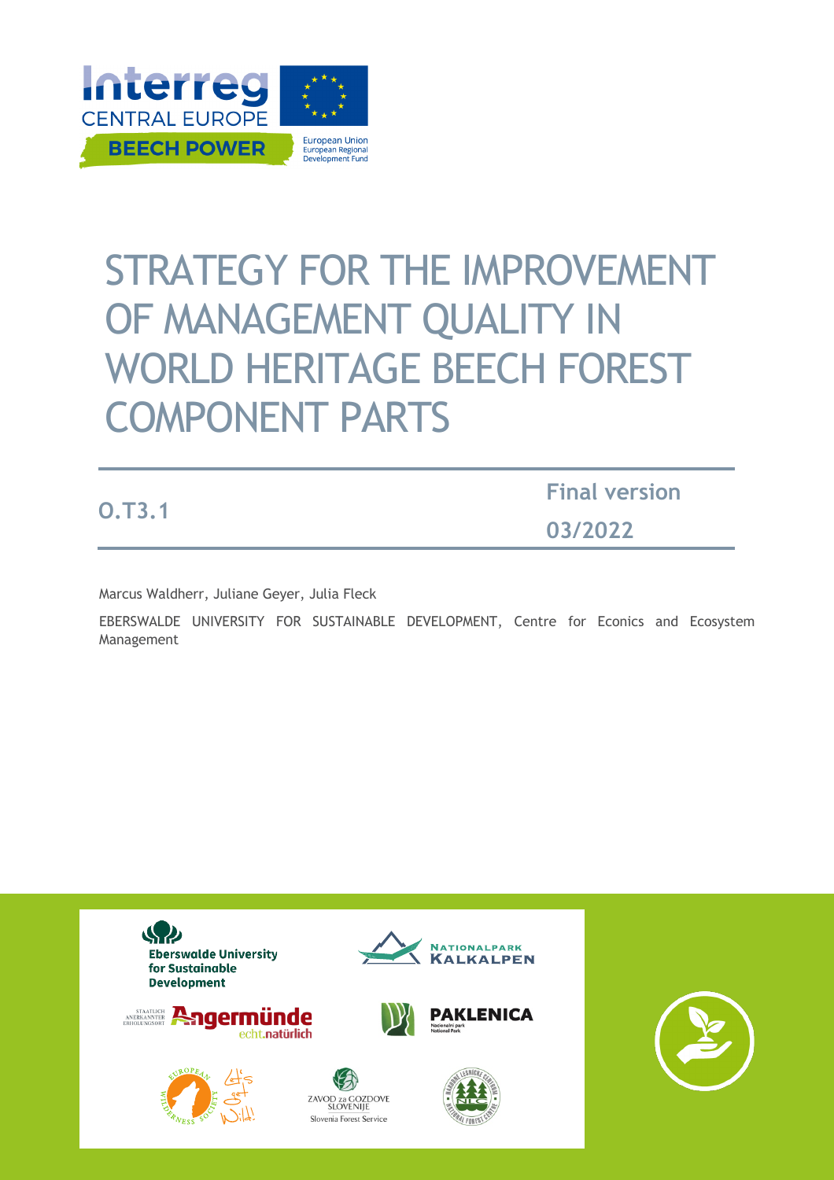Interreg
CENTRAL EUROPE

BEECH POWER

European Union
European Regional
Development Fund

# STRATEGY FOR THE IMPROVEMENT OF MANAGEMENT QUALITY IN WORLD HERITAGE BEECH FOREST COMPONENT PARTS

**O.T3.1**

**Final version**

**03/2022**

Marcus Waldherr, Juliane Geyer, Julia Fleck

EBERSWALDE UNIVERSITY FOR SUSTAINABLE DEVELOPMENT, Centre for Econics and Ecosystem Management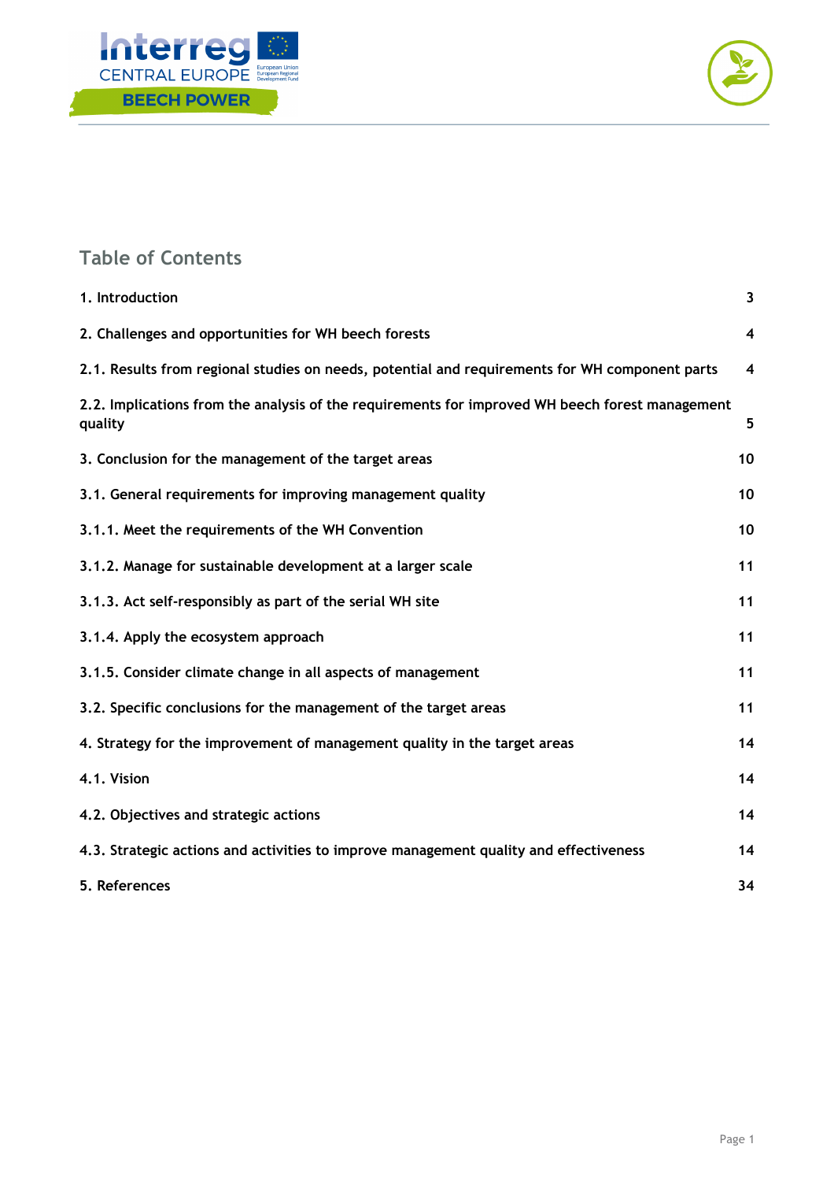## Table of Contents

| | |
|---|---|
| 1. Introduction | 3 |
| 2. Challenges and opportunities for WH beech forests | 4 |
| 2.1. Results from regional studies on needs, potential and requirements for WH component parts | 4 |
| 2.2. Implications from the analysis of the requirements for improved WH beech forest management quality | 5 |
| 3. Conclusion for the management of the target areas | 10 |
| 3.1. General requirements for improving management quality | 10 |
| 3.1.1. Meet the requirements of the WH Convention | 10 |
| 3.1.2. Manage for sustainable development at a larger scale | 11 |
| 3.1.3. Act self-responsibly as part of the serial WH site | 11 |
| 3.1.4. Apply the ecosystem approach | 11 |
| 3.1.5. Consider climate change in all aspects of management | 11 |
| 3.2. Specific conclusions for the management of the target areas | 11 |
| 4. Strategy for the improvement of management quality in the target areas | 14 |
| 4.1. Vision | 14 |
| 4.2. Objectives and strategic actions | 14 |
| 4.3. Strategic actions and activities to improve management quality and effectiveness | 14 |
| 5. References | 34 |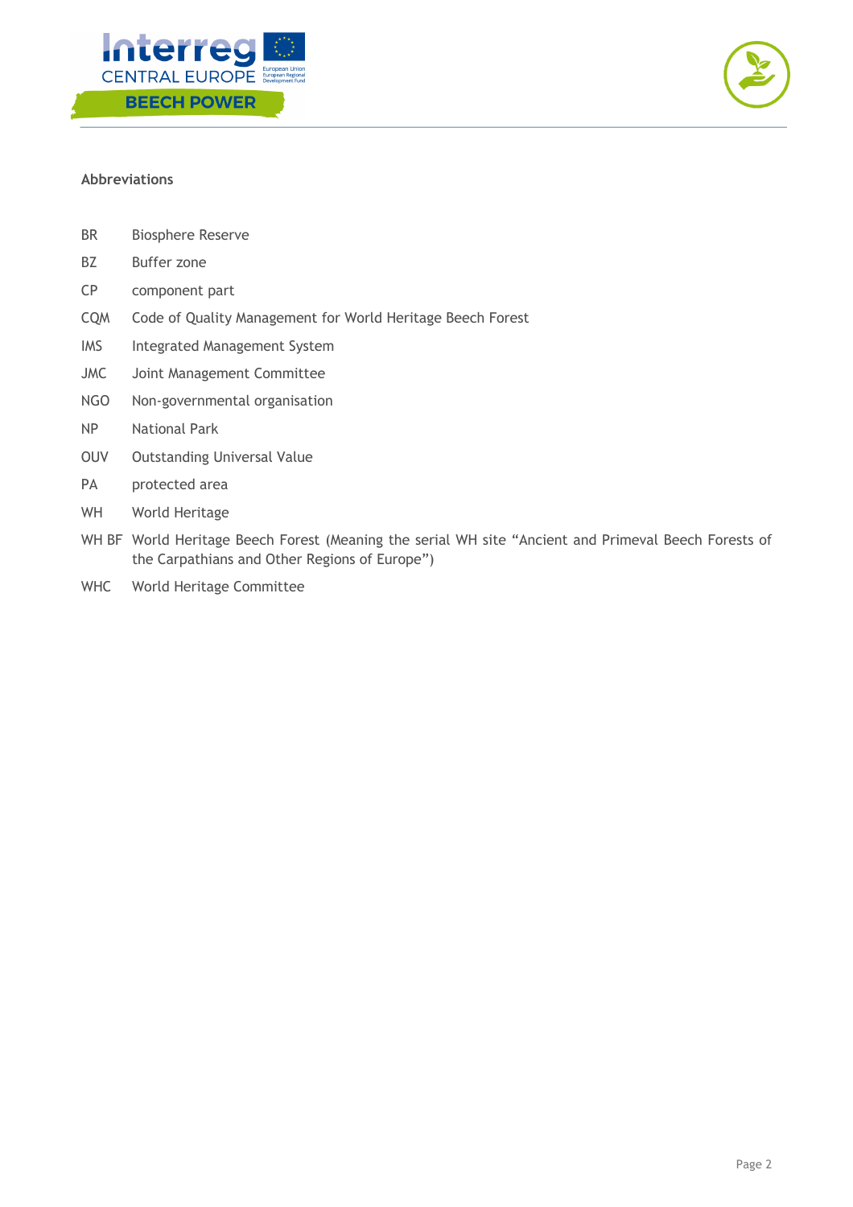## Abbreviations

| | |
|---|---|
| BR | Biosphere Reserve |
| BZ | Buffer zone |
| CP | component part |
| CQM | Code of Quality Management for World Heritage Beech Forest |
| IMS | Integrated Management System |
| JMC | Joint Management Committee |
| NGO | Non-governmental organisation |
| NP | National Park |
| OUV | Outstanding Universal Value |
| PA | protected area |
| WH | World Heritage |
| WH BF | World Heritage Beech Forest (Meaning the serial WH site "Ancient and Primeval Beech Forests of the Carpathians and Other Regions of Europe") |
| WHC | World Heritage Committee |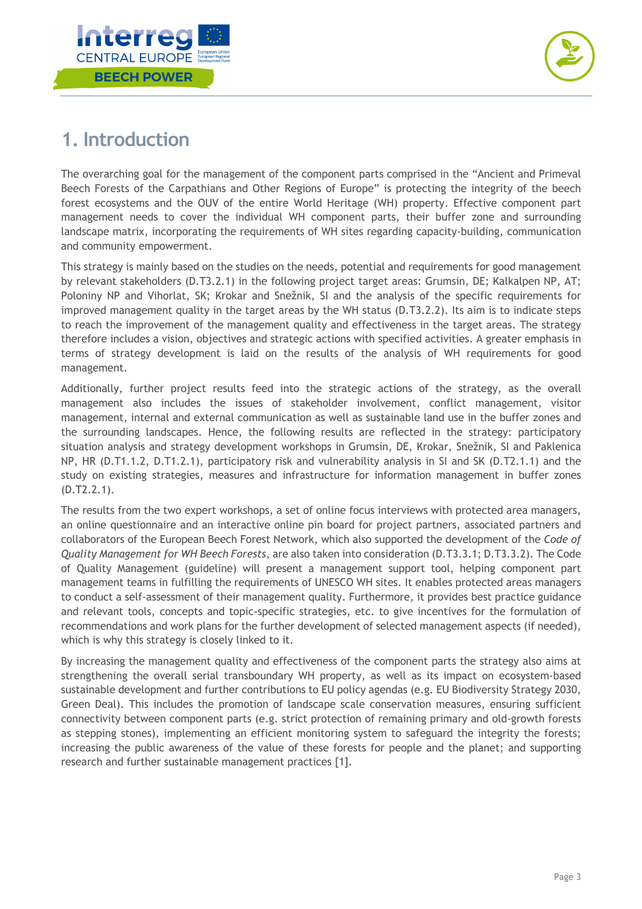# 1. Introduction

The overarching goal for the management of the component parts comprised in the "Ancient and Primeval Beech Forests of the Carpathians and Other Regions of Europe" is protecting the integrity of the beech forest ecosystems and the OUV of the entire World Heritage (WH) property. Effective component part management needs to cover the individual WH component parts, their buffer zone and surrounding landscape matrix, incorporating the requirements of WH sites regarding capacity-building, communication and community empowerment.

This strategy is mainly based on the studies on the needs, potential and requirements for good management by relevant stakeholders (D.T3.2.1) in the following project target areas: Grumsin, DE; Kalkalpen NP, AT; Poloniny NP and Vihorlat, SK; Krokar and Snežnik, SI and the analysis of the specific requirements for improved management quality in the target areas by the WH status (D.T3.2.2). Its aim is to indicate steps to reach the improvement of the management quality and effectiveness in the target areas. The strategy therefore includes a vision, objectives and strategic actions with specified activities. A greater emphasis in terms of strategy development is laid on the results of the analysis of WH requirements for good management.

Additionally, further project results feed into the strategic actions of the strategy, as the overall management also includes the issues of stakeholder involvement, conflict management, visitor management, internal and external communication as well as sustainable land use in the buffer zones and the surrounding landscapes. Hence, the following results are reflected in the strategy: participatory situation analysis and strategy development workshops in Grumsin, DE, Krokar, Snežnik, SI and Paklenica NP, HR (D.T1.1.2, D.T1.2.1), participatory risk and vulnerability analysis in SI and SK (D.T2.1.1) and the study on existing strategies, measures and infrastructure for information management in buffer zones (D.T2.2.1).

The results from the two expert workshops, a set of online focus interviews with protected area managers, an online questionnaire and an interactive online pin board for project partners, associated partners and collaborators of the European Beech Forest Network, which also supported the development of the *Code of Quality Management for WH Beech Forests*, are also taken into consideration (D.T3.3.1; D.T3.3.2). The Code of Quality Management (guideline) will present a management support tool, helping component part management teams in fulfilling the requirements of UNESCO WH sites. It enables protected areas managers to conduct a self-assessment of their management quality. Furthermore, it provides best practice guidance and relevant tools, concepts and topic-specific strategies, etc. to give incentives for the formulation of recommendations and work plans for the further development of selected management aspects (if needed), which is why this strategy is closely linked to it.

By increasing the management quality and effectiveness of the component parts the strategy also aims at strengthening the overall serial transboundary WH property, as well as its impact on ecosystem-based sustainable development and further contributions to EU policy agendas (e.g. EU Biodiversity Strategy 2030, Green Deal). This includes the promotion of landscape scale conservation measures, ensuring sufficient connectivity between component parts (e.g. strict protection of remaining primary and old-growth forests as stepping stones), implementing an efficient monitoring system to safeguard the integrity the forests; increasing the public awareness of the value of these forests for people and the planet; and supporting research and further sustainable management practices [1].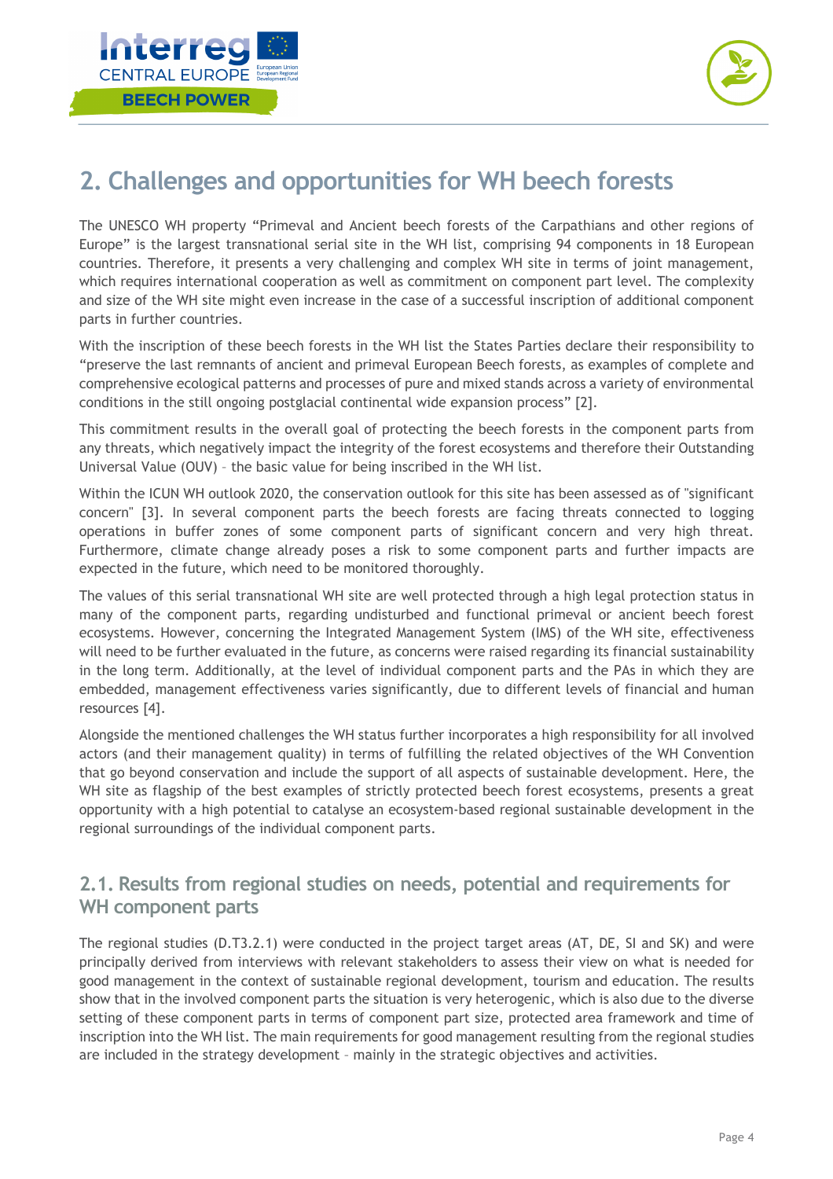# 2. Challenges and opportunities for WH beech forests

The UNESCO WH property "Primeval and Ancient beech forests of the Carpathians and other regions of Europe" is the largest transnational serial site in the WH list, comprising 94 components in 18 European countries. Therefore, it presents a very challenging and complex WH site in terms of joint management, which requires international cooperation as well as commitment on component part level. The complexity and size of the WH site might even increase in the case of a successful inscription of additional component parts in further countries.

With the inscription of these beech forests in the WH list the States Parties declare their responsibility to "preserve the last remnants of ancient and primeval European Beech forests, as examples of complete and comprehensive ecological patterns and processes of pure and mixed stands across a variety of environmental conditions in the still ongoing postglacial continental wide expansion process" [2].

This commitment results in the overall goal of protecting the beech forests in the component parts from any threats, which negatively impact the integrity of the forest ecosystems and therefore their Outstanding Universal Value (OUV) – the basic value for being inscribed in the WH list.

Within the ICUN WH outlook 2020, the conservation outlook for this site has been assessed as of "significant concern" [3]. In several component parts the beech forests are facing threats connected to logging operations in buffer zones of some component parts of significant concern and very high threat. Furthermore, climate change already poses a risk to some component parts and further impacts are expected in the future, which need to be monitored thoroughly.

The values of this serial transnational WH site are well protected through a high legal protection status in many of the component parts, regarding undisturbed and functional primeval or ancient beech forest ecosystems. However, concerning the Integrated Management System (IMS) of the WH site, effectiveness will need to be further evaluated in the future, as concerns were raised regarding its financial sustainability in the long term. Additionally, at the level of individual component parts and the PAs in which they are embedded, management effectiveness varies significantly, due to different levels of financial and human resources [4].

Alongside the mentioned challenges the WH status further incorporates a high responsibility for all involved actors (and their management quality) in terms of fulfilling the related objectives of the WH Convention that go beyond conservation and include the support of all aspects of sustainable development. Here, the WH site as flagship of the best examples of strictly protected beech forest ecosystems, presents a great opportunity with a high potential to catalyse an ecosystem-based regional sustainable development in the regional surroundings of the individual component parts.

## 2.1. Results from regional studies on needs, potential and requirements for WH component parts

The regional studies (D.T3.2.1) were conducted in the project target areas (AT, DE, SI and SK) and were principally derived from interviews with relevant stakeholders to assess their view on what is needed for good management in the context of sustainable regional development, tourism and education. The results show that in the involved component parts the situation is very heterogenic, which is also due to the diverse setting of these component parts in terms of component part size, protected area framework and time of inscription into the WH list. The main requirements for good management resulting from the regional studies are included in the strategy development – mainly in the strategic objectives and activities.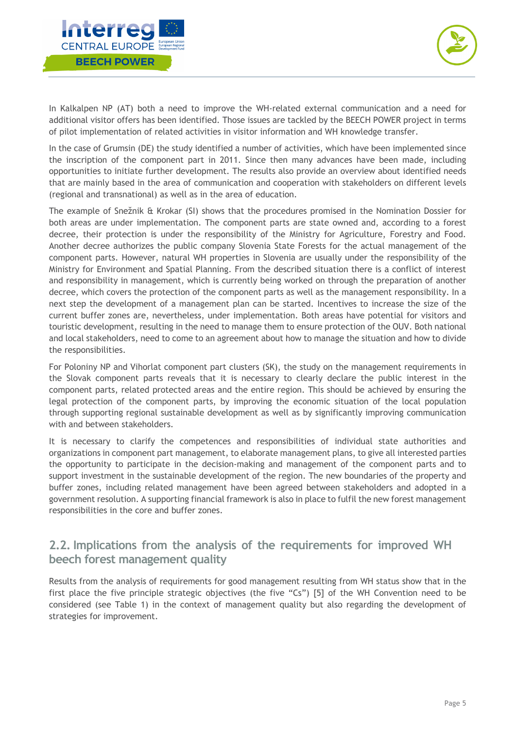In Kalkalpen NP (AT) both a need to improve the WH-related external communication and a need for additional visitor offers has been identified. Those issues are tackled by the BEECH POWER project in terms of pilot implementation of related activities in visitor information and WH knowledge transfer.

In the case of Grumsin (DE) the study identified a number of activities, which have been implemented since the inscription of the component part in 2011. Since then many advances have been made, including opportunities to initiate further development. The results also provide an overview about identified needs that are mainly based in the area of communication and cooperation with stakeholders on different levels (regional and transnational) as well as in the area of education.

The example of Snežnik & Krokar (SI) shows that the procedures promised in the Nomination Dossier for both areas are under implementation. The component parts are state owned and, according to a forest decree, their protection is under the responsibility of the Ministry for Agriculture, Forestry and Food. Another decree authorizes the public company Slovenia State Forests for the actual management of the component parts. However, natural WH properties in Slovenia are usually under the responsibility of the Ministry for Environment and Spatial Planning. From the described situation there is a conflict of interest and responsibility in management, which is currently being worked on through the preparation of another decree, which covers the protection of the component parts as well as the management responsibility. In a next step the development of a management plan can be started. Incentives to increase the size of the current buffer zones are, nevertheless, under implementation. Both areas have potential for visitors and touristic development, resulting in the need to manage them to ensure protection of the OUV. Both national and local stakeholders, need to come to an agreement about how to manage the situation and how to divide the responsibilities.

For Poloniny NP and Vihorlat component part clusters (SK), the study on the management requirements in the Slovak component parts reveals that it is necessary to clearly declare the public interest in the component parts, related protected areas and the entire region. This should be achieved by ensuring the legal protection of the component parts, by improving the economic situation of the local population through supporting regional sustainable development as well as by significantly improving communication with and between stakeholders.

It is necessary to clarify the competences and responsibilities of individual state authorities and organizations in component part management, to elaborate management plans, to give all interested parties the opportunity to participate in the decision-making and management of the component parts and to support investment in the sustainable development of the region. The new boundaries of the property and buffer zones, including related management have been agreed between stakeholders and adopted in a government resolution. A supporting financial framework is also in place to fulfil the new forest management responsibilities in the core and buffer zones.

## 2.2. Implications from the analysis of the requirements for improved WH beech forest management quality

Results from the analysis of requirements for good management resulting from WH status show that in the first place the five principle strategic objectives (the five "Cs") [5] of the WH Convention need to be considered (see Table 1) in the context of management quality but also regarding the development of strategies for improvement.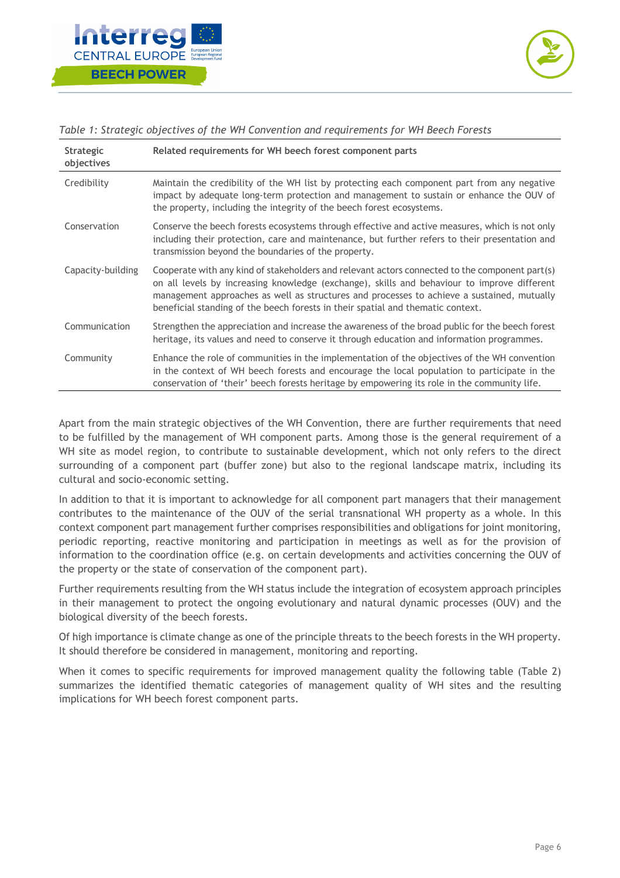*Table 1: Strategic objectives of the WH Convention and requirements for WH Beech Forests*

| Strategic objectives | Related requirements for WH beech forest component parts |
|---|---|
| Credibility | Maintain the credibility of the WH list by protecting each component part from any negative impact by adequate long-term protection and management to sustain or enhance the OUV of the property, including the integrity of the beech forest ecosystems. |
| Conservation | Conserve the beech forests ecosystems through effective and active measures, which is not only including their protection, care and maintenance, but further refers to their presentation and transmission beyond the boundaries of the property. |
| Capacity-building | Cooperate with any kind of stakeholders and relevant actors connected to the component part(s) on all levels by increasing knowledge (exchange), skills and behaviour to improve different management approaches as well as structures and processes to achieve a sustained, mutually beneficial standing of the beech forests in their spatial and thematic context. |
| Communication | Strengthen the appreciation and increase the awareness of the broad public for the beech forest heritage, its values and need to conserve it through education and information programmes. |
| Community | Enhance the role of communities in the implementation of the objectives of the WH convention in the context of WH beech forests and encourage the local population to participate in the conservation of 'their' beech forests heritage by empowering its role in the community life. |

Apart from the main strategic objectives of the WH Convention, there are further requirements that need to be fulfilled by the management of WH component parts. Among those is the general requirement of a WH site as model region, to contribute to sustainable development, which not only refers to the direct surrounding of a component part (buffer zone) but also to the regional landscape matrix, including its cultural and socio-economic setting.

In addition to that it is important to acknowledge for all component part managers that their management contributes to the maintenance of the OUV of the serial transnational WH property as a whole. In this context component part management further comprises responsibilities and obligations for joint monitoring, periodic reporting, reactive monitoring and participation in meetings as well as for the provision of information to the coordination office (e.g. on certain developments and activities concerning the OUV of the property or the state of conservation of the component part).

Further requirements resulting from the WH status include the integration of ecosystem approach principles in their management to protect the ongoing evolutionary and natural dynamic processes (OUV) and the biological diversity of the beech forests.

Of high importance is climate change as one of the principle threats to the beech forests in the WH property. It should therefore be considered in management, monitoring and reporting.

When it comes to specific requirements for improved management quality the following table (Table 2) summarizes the identified thematic categories of management quality of WH sites and the resulting implications for WH beech forest component parts.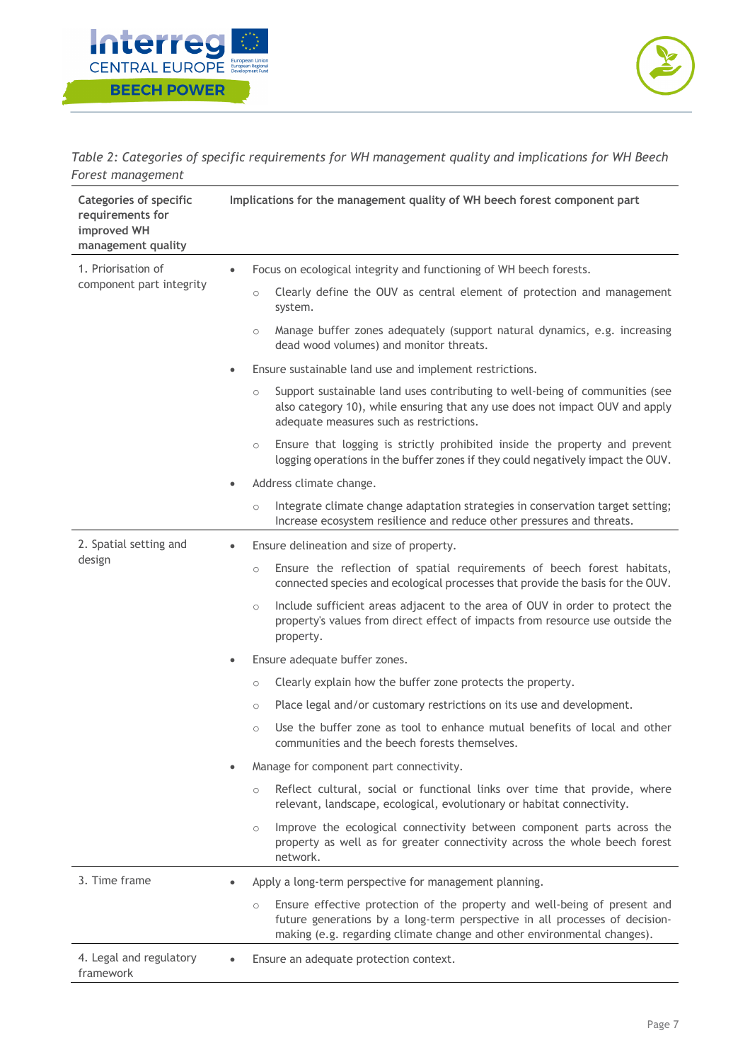*Table 2: Categories of specific requirements for WH management quality and implications for WH Beech Forest management*

| Categories of specific requirements for improved WH management quality | Implications for the management quality of WH beech forest component part |
|---|---|
| 1. Priorisation of component part integrity | • Focus on ecological integrity and functioning of WH beech forests.<br>&nbsp;&nbsp;○ Clearly define the OUV as central element of protection and management system.<br>&nbsp;&nbsp;○ Manage buffer zones adequately (support natural dynamics, e.g. increasing dead wood volumes) and monitor threats.<br>• Ensure sustainable land use and implement restrictions.<br>&nbsp;&nbsp;○ Support sustainable land uses contributing to well-being of communities (see also category 10), while ensuring that any use does not impact OUV and apply adequate measures such as restrictions.<br>&nbsp;&nbsp;○ Ensure that logging is strictly prohibited inside the property and prevent logging operations in the buffer zones if they could negatively impact the OUV.<br>• Address climate change.<br>&nbsp;&nbsp;○ Integrate climate change adaptation strategies in conservation target setting; Increase ecosystem resilience and reduce other pressures and threats. |
| 2. Spatial setting and design | • Ensure delineation and size of property.<br>&nbsp;&nbsp;○ Ensure the reflection of spatial requirements of beech forest habitats, connected species and ecological processes that provide the basis for the OUV.<br>&nbsp;&nbsp;○ Include sufficient areas adjacent to the area of OUV in order to protect the property's values from direct effect of impacts from resource use outside the property.<br>• Ensure adequate buffer zones.<br>&nbsp;&nbsp;○ Clearly explain how the buffer zone protects the property.<br>&nbsp;&nbsp;○ Place legal and/or customary restrictions on its use and development.<br>&nbsp;&nbsp;○ Use the buffer zone as tool to enhance mutual benefits of local and other communities and the beech forests themselves.<br>• Manage for component part connectivity.<br>&nbsp;&nbsp;○ Reflect cultural, social or functional links over time that provide, where relevant, landscape, ecological, evolutionary or habitat connectivity.<br>&nbsp;&nbsp;○ Improve the ecological connectivity between component parts across the property as well as for greater connectivity across the whole beech forest network. |
| 3. Time frame | • Apply a long-term perspective for management planning.<br>&nbsp;&nbsp;○ Ensure effective protection of the property and well-being of present and future generations by a long-term perspective in all processes of decision-making (e.g. regarding climate change and other environmental changes). |
| 4. Legal and regulatory framework | • Ensure an adequate protection context. |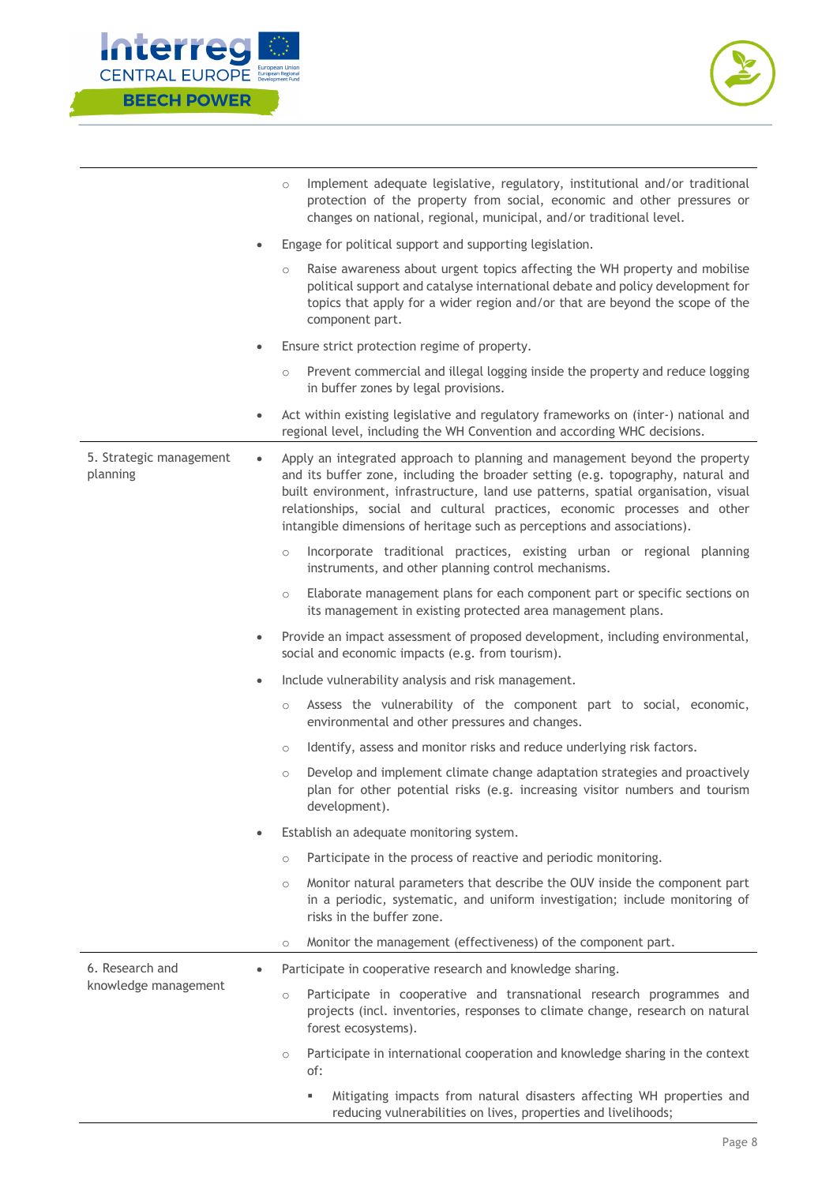| | |
|---|---|
| | ○ Implement adequate legislative, regulatory, institutional and/or traditional protection of the property from social, economic and other pressures or changes on national, regional, municipal, and/or traditional level.<br>• Engage for political support and supporting legislation.<br>○ Raise awareness about urgent topics affecting the WH property and mobilise political support and catalyse international debate and policy development for topics that apply for a wider region and/or that are beyond the scope of the component part.<br>• Ensure strict protection regime of property.<br>○ Prevent commercial and illegal logging inside the property and reduce logging in buffer zones by legal provisions.<br>• Act within existing legislative and regulatory frameworks on (inter-) national and regional level, including the WH Convention and according WHC decisions. |
| 5. Strategic management planning | • Apply an integrated approach to planning and management beyond the property and its buffer zone, including the broader setting (e.g. topography, natural and built environment, infrastructure, land use patterns, spatial organisation, visual relationships, social and cultural practices, economic processes and other intangible dimensions of heritage such as perceptions and associations).<br>○ Incorporate traditional practices, existing urban or regional planning instruments, and other planning control mechanisms.<br>○ Elaborate management plans for each component part or specific sections on its management in existing protected area management plans.<br>• Provide an impact assessment of proposed development, including environmental, social and economic impacts (e.g. from tourism).<br>• Include vulnerability analysis and risk management.<br>○ Assess the vulnerability of the component part to social, economic, environmental and other pressures and changes.<br>○ Identify, assess and monitor risks and reduce underlying risk factors.<br>○ Develop and implement climate change adaptation strategies and proactively plan for other potential risks (e.g. increasing visitor numbers and tourism development).<br>• Establish an adequate monitoring system.<br>○ Participate in the process of reactive and periodic monitoring.<br>○ Monitor natural parameters that describe the OUV inside the component part in a periodic, systematic, and uniform investigation; include monitoring of risks in the buffer zone.<br>○ Monitor the management (effectiveness) of the component part. |
| 6. Research and knowledge management | • Participate in cooperative research and knowledge sharing.<br>○ Participate in cooperative and transnational research programmes and projects (incl. inventories, responses to climate change, research on natural forest ecosystems).<br>○ Participate in international cooperation and knowledge sharing in the context of:<br>▪ Mitigating impacts from natural disasters affecting WH properties and reducing vulnerabilities on lives, properties and livelihoods; |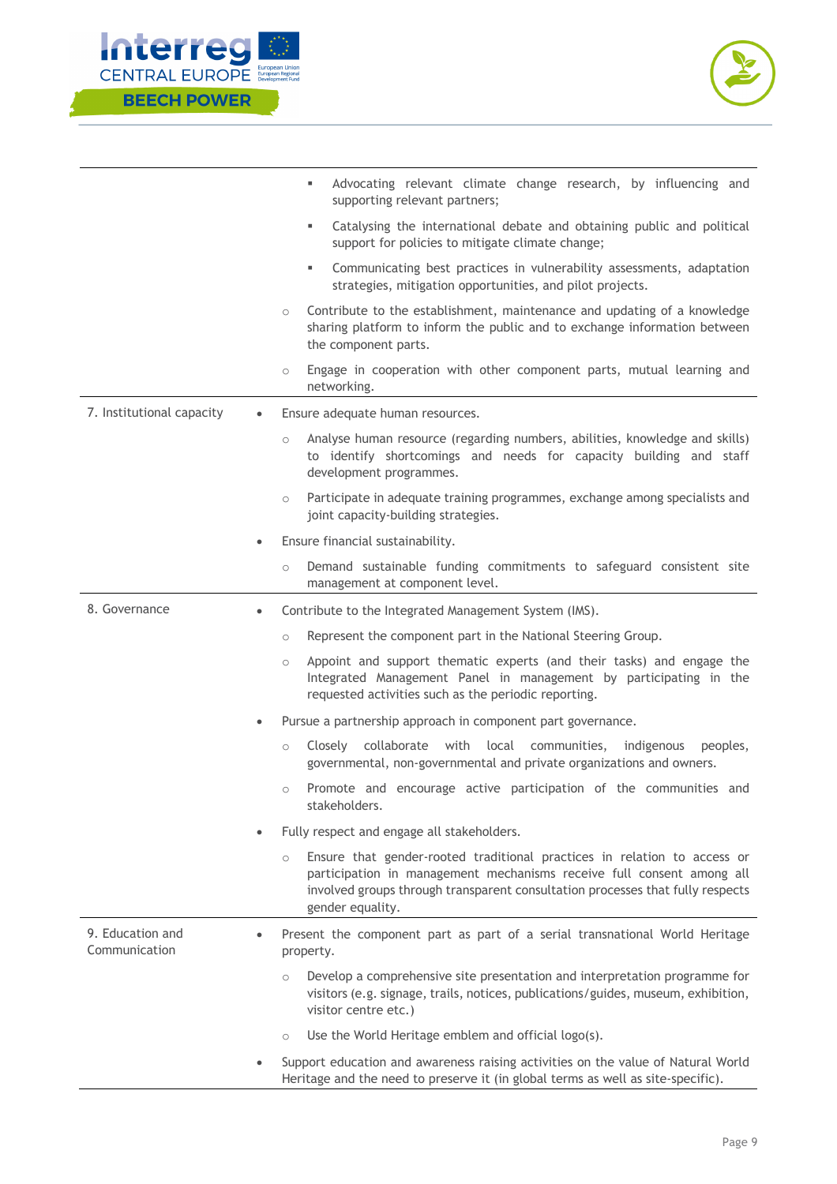| | |
|---|---|
| | ▪ Advocating relevant climate change research, by influencing and supporting relevant partners;<br>▪ Catalysing the international debate and obtaining public and political support for policies to mitigate climate change;<br>▪ Communicating best practices in vulnerability assessments, adaptation strategies, mitigation opportunities, and pilot projects.<br>○ Contribute to the establishment, maintenance and updating of a knowledge sharing platform to inform the public and to exchange information between the component parts.<br>○ Engage in cooperation with other component parts, mutual learning and networking. |
| 7. Institutional capacity | • Ensure adequate human resources.<br>○ Analyse human resource (regarding numbers, abilities, knowledge and skills) to identify shortcomings and needs for capacity building and staff development programmes.<br>○ Participate in adequate training programmes, exchange among specialists and joint capacity-building strategies.<br>• Ensure financial sustainability.<br>○ Demand sustainable funding commitments to safeguard consistent site management at component level. |
| 8. Governance | • Contribute to the Integrated Management System (IMS).<br>○ Represent the component part in the National Steering Group.<br>○ Appoint and support thematic experts (and their tasks) and engage the Integrated Management Panel in management by participating in the requested activities such as the periodic reporting.<br>• Pursue a partnership approach in component part governance.<br>○ Closely collaborate with local communities, indigenous peoples, governmental, non-governmental and private organizations and owners.<br>○ Promote and encourage active participation of the communities and stakeholders.<br>• Fully respect and engage all stakeholders.<br>○ Ensure that gender-rooted traditional practices in relation to access or participation in management mechanisms receive full consent among all involved groups through transparent consultation processes that fully respects gender equality. |
| 9. Education and Communication | • Present the component part as part of a serial transnational World Heritage property.<br>○ Develop a comprehensive site presentation and interpretation programme for visitors (e.g. signage, trails, notices, publications/guides, museum, exhibition, visitor centre etc.)<br>○ Use the World Heritage emblem and official logo(s).<br>• Support education and awareness raising activities on the value of Natural World Heritage and the need to preserve it (in global terms as well as site-specific). |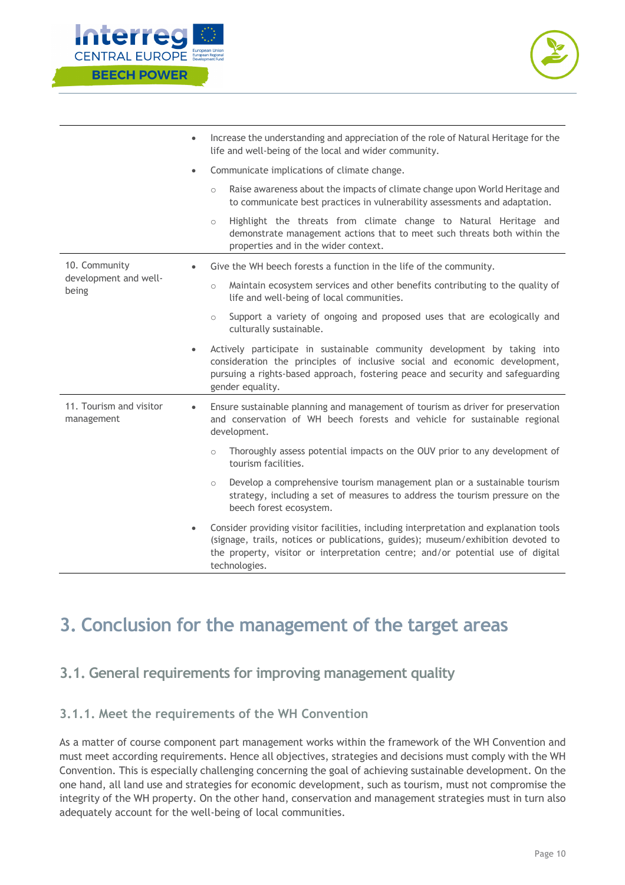| | |
|---|---|
| | • Increase the understanding and appreciation of the role of Natural Heritage for the life and well-being of the local and wider community.<br>• Communicate implications of climate change.<br>  ○ Raise awareness about the impacts of climate change upon World Heritage and to communicate best practices in vulnerability assessments and adaptation.<br>  ○ Highlight the threats from climate change to Natural Heritage and demonstrate management actions that to meet such threats both within the properties and in the wider context. |
| 10. Community development and well-being | • Give the WH beech forests a function in the life of the community.<br>  ○ Maintain ecosystem services and other benefits contributing to the quality of life and well-being of local communities.<br>  ○ Support a variety of ongoing and proposed uses that are ecologically and culturally sustainable.<br>• Actively participate in sustainable community development by taking into consideration the principles of inclusive social and economic development, pursuing a rights-based approach, fostering peace and security and safeguarding gender equality. |
| 11. Tourism and visitor management | • Ensure sustainable planning and management of tourism as driver for preservation and conservation of WH beech forests and vehicle for sustainable regional development.<br>  ○ Thoroughly assess potential impacts on the OUV prior to any development of tourism facilities.<br>  ○ Develop a comprehensive tourism management plan or a sustainable tourism strategy, including a set of measures to address the tourism pressure on the beech forest ecosystem.<br>• Consider providing visitor facilities, including interpretation and explanation tools (signage, trails, notices or publications, guides); museum/exhibition devoted to the property, visitor or interpretation centre; and/or potential use of digital technologies. |

# 3. Conclusion for the management of the target areas

## 3.1. General requirements for improving management quality

### 3.1.1. Meet the requirements of the WH Convention

As a matter of course component part management works within the framework of the WH Convention and must meet according requirements. Hence all objectives, strategies and decisions must comply with the WH Convention. This is especially challenging concerning the goal of achieving sustainable development. On the one hand, all land use and strategies for economic development, such as tourism, must not compromise the integrity of the WH property. On the other hand, conservation and management strategies must in turn also adequately account for the well-being of local communities.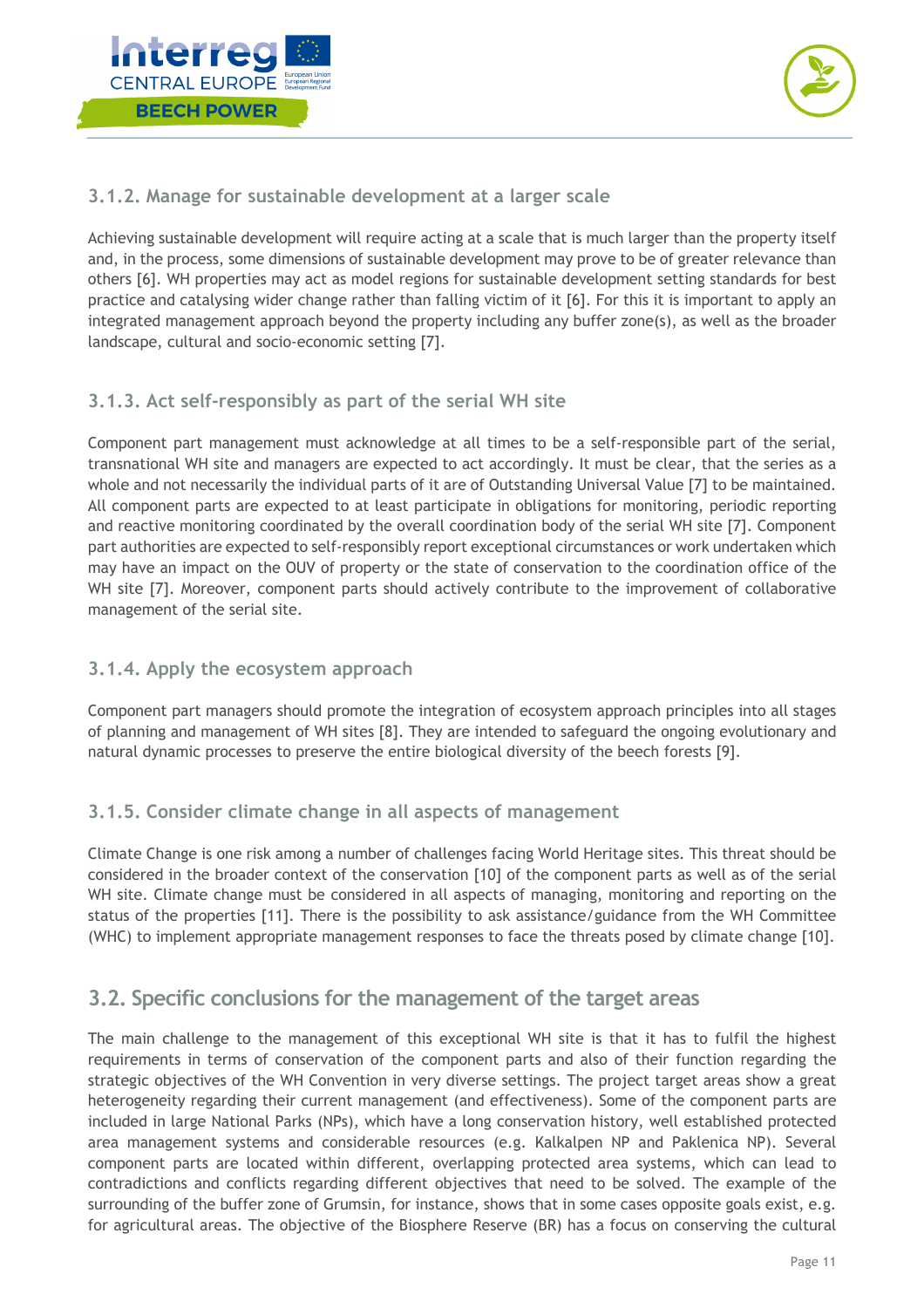### 3.1.2. Manage for sustainable development at a larger scale

Achieving sustainable development will require acting at a scale that is much larger than the property itself and, in the process, some dimensions of sustainable development may prove to be of greater relevance than others [6]. WH properties may act as model regions for sustainable development setting standards for best practice and catalysing wider change rather than falling victim of it [6]. For this it is important to apply an integrated management approach beyond the property including any buffer zone(s), as well as the broader landscape, cultural and socio-economic setting [7].

### 3.1.3. Act self-responsibly as part of the serial WH site

Component part management must acknowledge at all times to be a self-responsible part of the serial, transnational WH site and managers are expected to act accordingly. It must be clear, that the series as a whole and not necessarily the individual parts of it are of Outstanding Universal Value [7] to be maintained. All component parts are expected to at least participate in obligations for monitoring, periodic reporting and reactive monitoring coordinated by the overall coordination body of the serial WH site [7]. Component part authorities are expected to self-responsibly report exceptional circumstances or work undertaken which may have an impact on the OUV of property or the state of conservation to the coordination office of the WH site [7]. Moreover, component parts should actively contribute to the improvement of collaborative management of the serial site.

### 3.1.4. Apply the ecosystem approach

Component part managers should promote the integration of ecosystem approach principles into all stages of planning and management of WH sites [8]. They are intended to safeguard the ongoing evolutionary and natural dynamic processes to preserve the entire biological diversity of the beech forests [9].

### 3.1.5. Consider climate change in all aspects of management

Climate Change is one risk among a number of challenges facing World Heritage sites. This threat should be considered in the broader context of the conservation [10] of the component parts as well as of the serial WH site. Climate change must be considered in all aspects of managing, monitoring and reporting on the status of the properties [11]. There is the possibility to ask assistance/guidance from the WH Committee (WHC) to implement appropriate management responses to face the threats posed by climate change [10].

## 3.2. Specific conclusions for the management of the target areas

The main challenge to the management of this exceptional WH site is that it has to fulfil the highest requirements in terms of conservation of the component parts and also of their function regarding the strategic objectives of the WH Convention in very diverse settings. The project target areas show a great heterogeneity regarding their current management (and effectiveness). Some of the component parts are included in large National Parks (NPs), which have a long conservation history, well established protected area management systems and considerable resources (e.g. Kalkalpen NP and Paklenica NP). Several component parts are located within different, overlapping protected area systems, which can lead to contradictions and conflicts regarding different objectives that need to be solved. The example of the surrounding of the buffer zone of Grumsin, for instance, shows that in some cases opposite goals exist, e.g. for agricultural areas. The objective of the Biosphere Reserve (BR) has a focus on conserving the cultural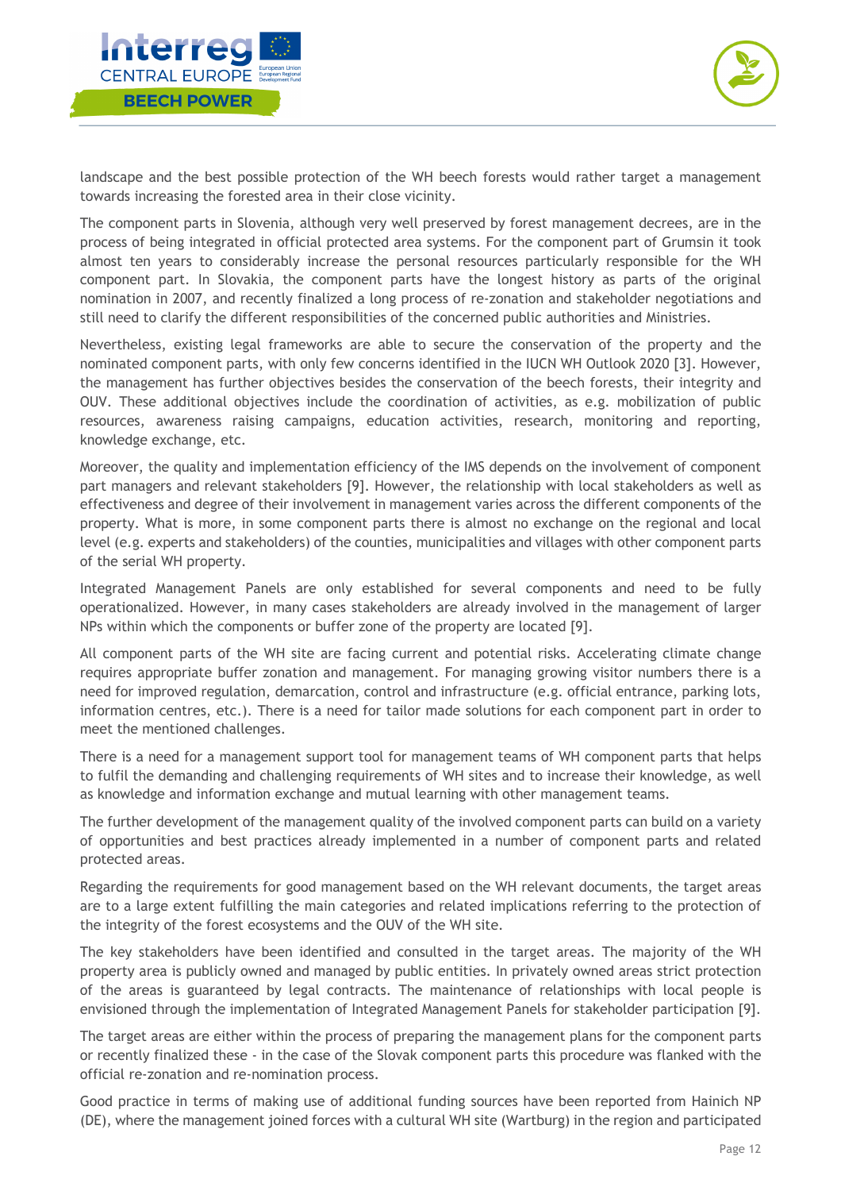landscape and the best possible protection of the WH beech forests would rather target a management towards increasing the forested area in their close vicinity.

The component parts in Slovenia, although very well preserved by forest management decrees, are in the process of being integrated in official protected area systems. For the component part of Grumsin it took almost ten years to considerably increase the personal resources particularly responsible for the WH component part. In Slovakia, the component parts have the longest history as parts of the original nomination in 2007, and recently finalized a long process of re-zonation and stakeholder negotiations and still need to clarify the different responsibilities of the concerned public authorities and Ministries.

Nevertheless, existing legal frameworks are able to secure the conservation of the property and the nominated component parts, with only few concerns identified in the IUCN WH Outlook 2020 [3]. However, the management has further objectives besides the conservation of the beech forests, their integrity and OUV. These additional objectives include the coordination of activities, as e.g. mobilization of public resources, awareness raising campaigns, education activities, research, monitoring and reporting, knowledge exchange, etc.

Moreover, the quality and implementation efficiency of the IMS depends on the involvement of component part managers and relevant stakeholders [9]. However, the relationship with local stakeholders as well as effectiveness and degree of their involvement in management varies across the different components of the property. What is more, in some component parts there is almost no exchange on the regional and local level (e.g. experts and stakeholders) of the counties, municipalities and villages with other component parts of the serial WH property.

Integrated Management Panels are only established for several components and need to be fully operationalized. However, in many cases stakeholders are already involved in the management of larger NPs within which the components or buffer zone of the property are located [9].

All component parts of the WH site are facing current and potential risks. Accelerating climate change requires appropriate buffer zonation and management. For managing growing visitor numbers there is a need for improved regulation, demarcation, control and infrastructure (e.g. official entrance, parking lots, information centres, etc.). There is a need for tailor made solutions for each component part in order to meet the mentioned challenges.

There is a need for a management support tool for management teams of WH component parts that helps to fulfil the demanding and challenging requirements of WH sites and to increase their knowledge, as well as knowledge and information exchange and mutual learning with other management teams.

The further development of the management quality of the involved component parts can build on a variety of opportunities and best practices already implemented in a number of component parts and related protected areas.

Regarding the requirements for good management based on the WH relevant documents, the target areas are to a large extent fulfilling the main categories and related implications referring to the protection of the integrity of the forest ecosystems and the OUV of the WH site.

The key stakeholders have been identified and consulted in the target areas. The majority of the WH property area is publicly owned and managed by public entities. In privately owned areas strict protection of the areas is guaranteed by legal contracts. The maintenance of relationships with local people is envisioned through the implementation of Integrated Management Panels for stakeholder participation [9].

The target areas are either within the process of preparing the management plans for the component parts or recently finalized these - in the case of the Slovak component parts this procedure was flanked with the official re-zonation and re-nomination process.

Good practice in terms of making use of additional funding sources have been reported from Hainich NP (DE), where the management joined forces with a cultural WH site (Wartburg) in the region and participated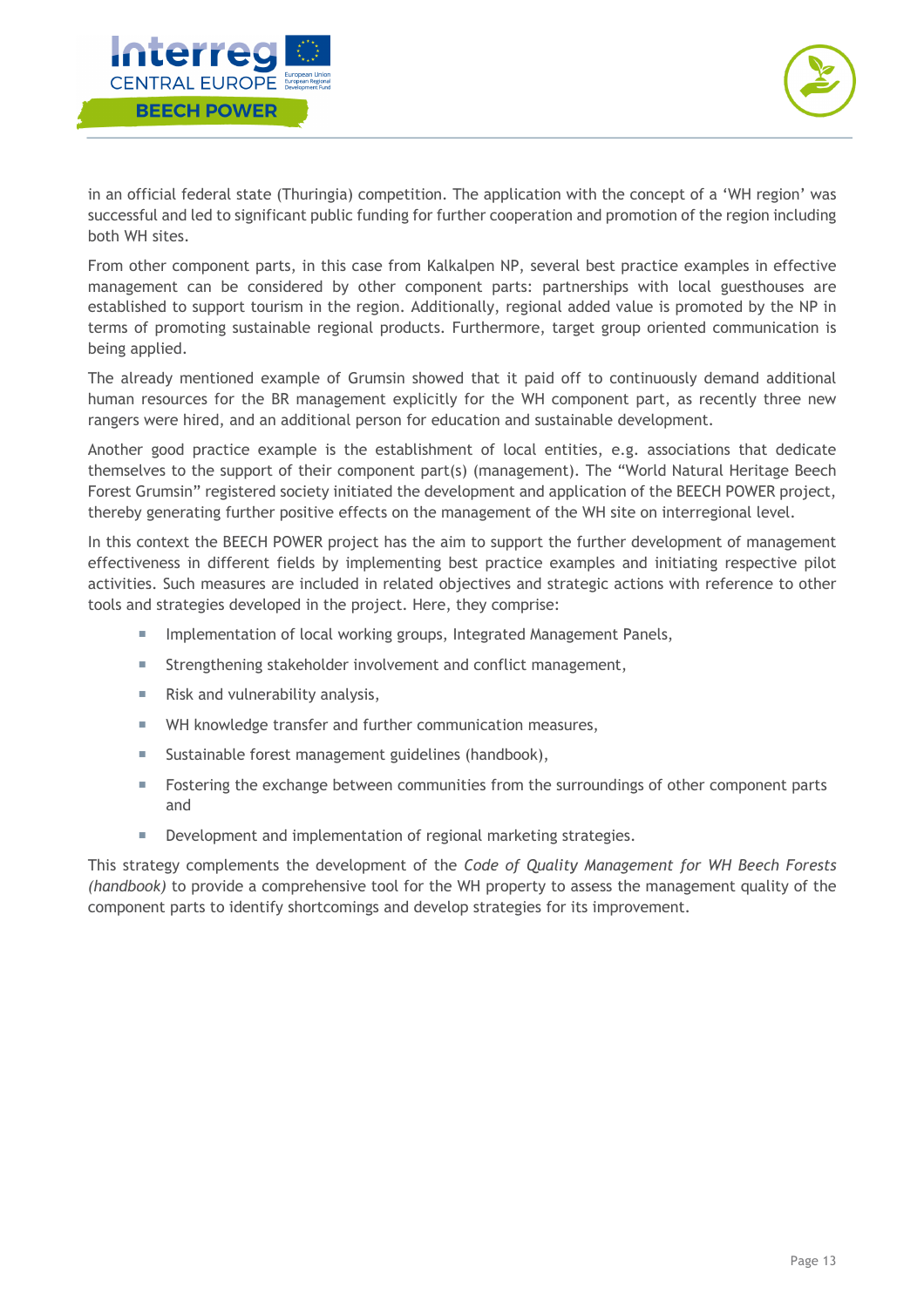in an official federal state (Thuringia) competition. The application with the concept of a 'WH region' was successful and led to significant public funding for further cooperation and promotion of the region including both WH sites.

From other component parts, in this case from Kalkalpen NP, several best practice examples in effective management can be considered by other component parts: partnerships with local guesthouses are established to support tourism in the region. Additionally, regional added value is promoted by the NP in terms of promoting sustainable regional products. Furthermore, target group oriented communication is being applied.

The already mentioned example of Grumsin showed that it paid off to continuously demand additional human resources for the BR management explicitly for the WH component part, as recently three new rangers were hired, and an additional person for education and sustainable development.

Another good practice example is the establishment of local entities, e.g. associations that dedicate themselves to the support of their component part(s) (management). The "World Natural Heritage Beech Forest Grumsin" registered society initiated the development and application of the BEECH POWER project, thereby generating further positive effects on the management of the WH site on interregional level.

In this context the BEECH POWER project has the aim to support the further development of management effectiveness in different fields by implementing best practice examples and initiating respective pilot activities. Such measures are included in related objectives and strategic actions with reference to other tools and strategies developed in the project. Here, they comprise:

- Implementation of local working groups, Integrated Management Panels,
- Strengthening stakeholder involvement and conflict management,
- Risk and vulnerability analysis,
- WH knowledge transfer and further communication measures,
- Sustainable forest management guidelines (handbook),
- Fostering the exchange between communities from the surroundings of other component parts and
- Development and implementation of regional marketing strategies.

This strategy complements the development of the *Code of Quality Management for WH Beech Forests (handbook)* to provide a comprehensive tool for the WH property to assess the management quality of the component parts to identify shortcomings and develop strategies for its improvement.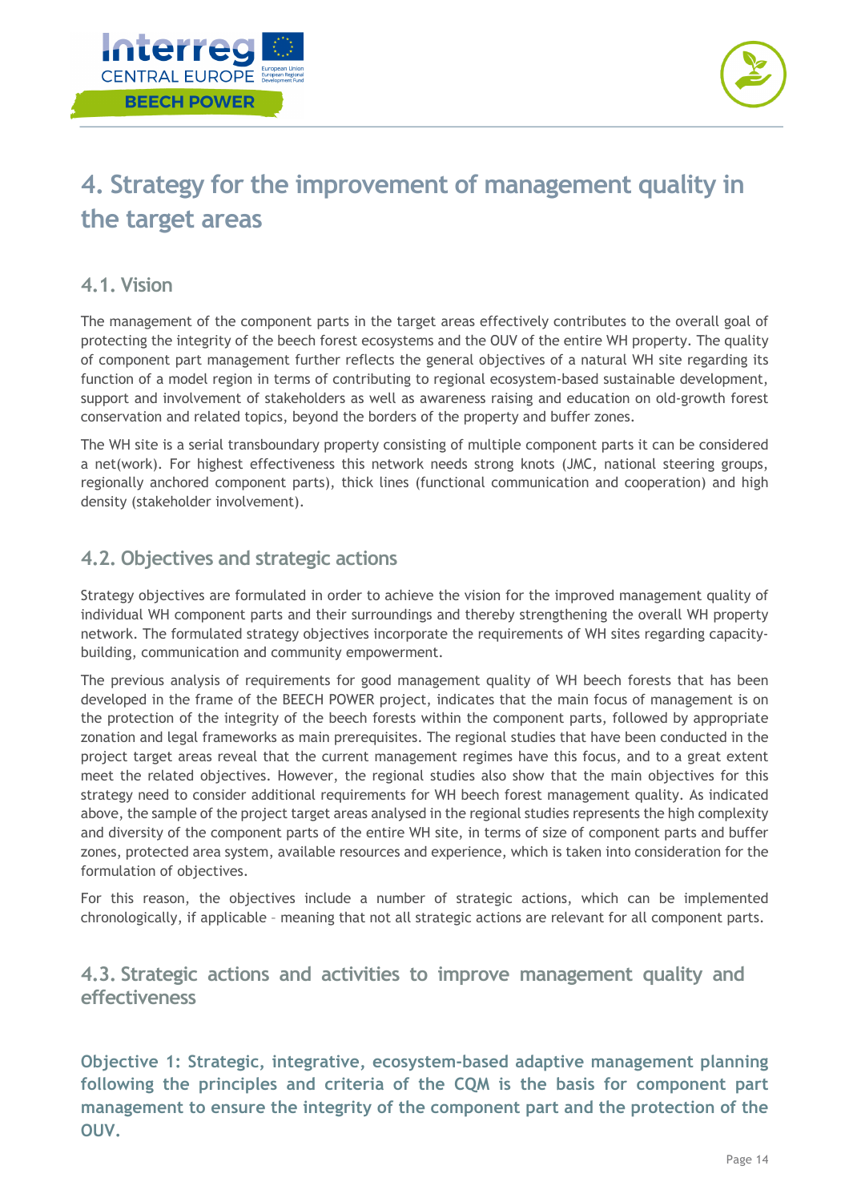# 4. Strategy for the improvement of management quality in the target areas

## 4.1. Vision

The management of the component parts in the target areas effectively contributes to the overall goal of protecting the integrity of the beech forest ecosystems and the OUV of the entire WH property. The quality of component part management further reflects the general objectives of a natural WH site regarding its function of a model region in terms of contributing to regional ecosystem-based sustainable development, support and involvement of stakeholders as well as awareness raising and education on old-growth forest conservation and related topics, beyond the borders of the property and buffer zones.

The WH site is a serial transboundary property consisting of multiple component parts it can be considered a net(work). For highest effectiveness this network needs strong knots (JMC, national steering groups, regionally anchored component parts), thick lines (functional communication and cooperation) and high density (stakeholder involvement).

## 4.2. Objectives and strategic actions

Strategy objectives are formulated in order to achieve the vision for the improved management quality of individual WH component parts and their surroundings and thereby strengthening the overall WH property network. The formulated strategy objectives incorporate the requirements of WH sites regarding capacity-building, communication and community empowerment.

The previous analysis of requirements for good management quality of WH beech forests that has been developed in the frame of the BEECH POWER project, indicates that the main focus of management is on the protection of the integrity of the beech forests within the component parts, followed by appropriate zonation and legal frameworks as main prerequisites. The regional studies that have been conducted in the project target areas reveal that the current management regimes have this focus, and to a great extent meet the related objectives. However, the regional studies also show that the main objectives for this strategy need to consider additional requirements for WH beech forest management quality. As indicated above, the sample of the project target areas analysed in the regional studies represents the high complexity and diversity of the component parts of the entire WH site, in terms of size of component parts and buffer zones, protected area system, available resources and experience, which is taken into consideration for the formulation of objectives.

For this reason, the objectives include a number of strategic actions, which can be implemented chronologically, if applicable – meaning that not all strategic actions are relevant for all component parts.

## 4.3. Strategic actions and activities to improve management quality and effectiveness

**Objective 1: Strategic, integrative, ecosystem-based adaptive management planning following the principles and criteria of the CQM is the basis for component part management to ensure the integrity of the component part and the protection of the OUV.**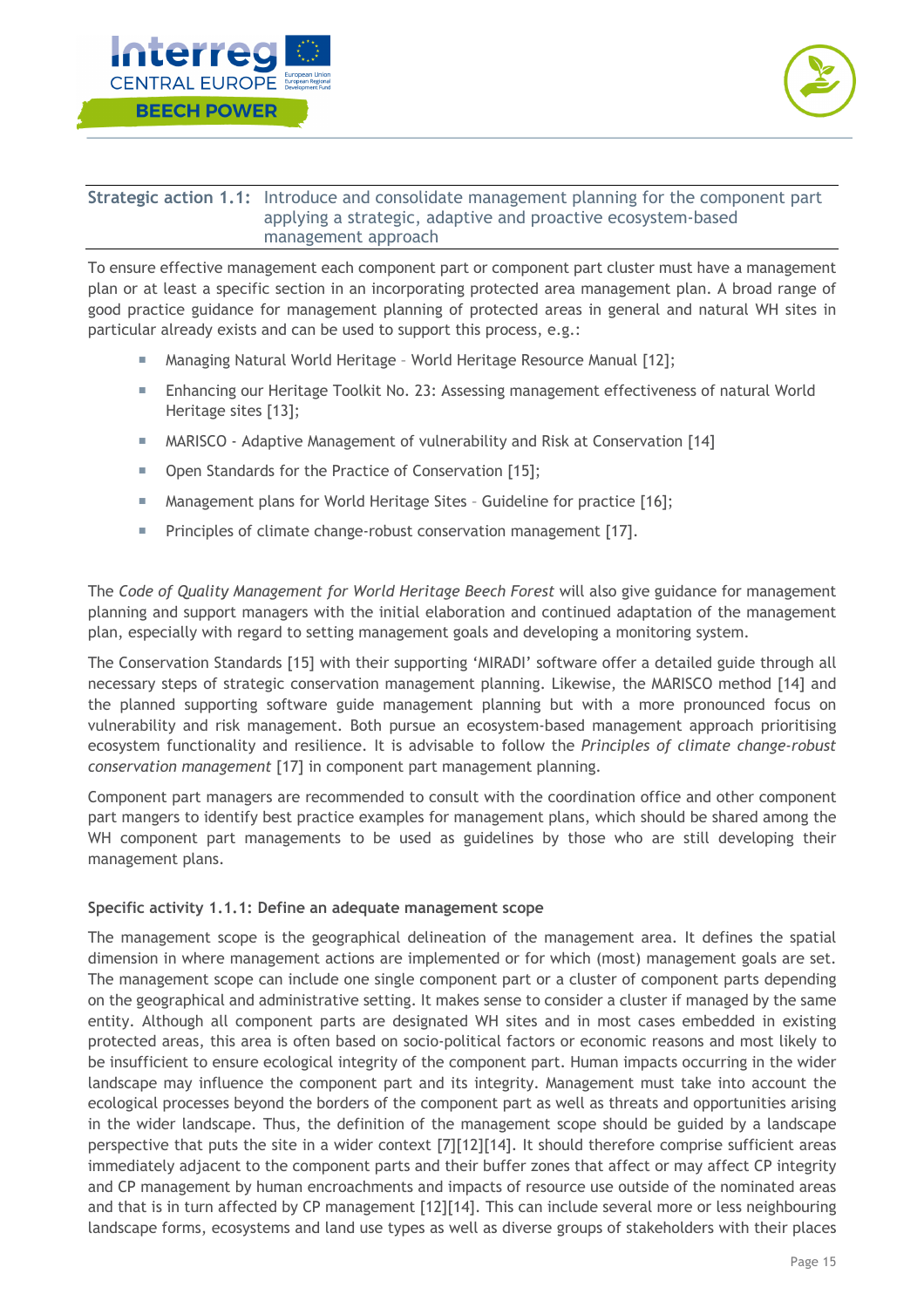**Strategic action 1.1:** Introduce and consolidate management planning for the component part applying a strategic, adaptive and proactive ecosystem-based management approach

To ensure effective management each component part or component part cluster must have a management plan or at least a specific section in an incorporating protected area management plan. A broad range of good practice guidance for management planning of protected areas in general and natural WH sites in particular already exists and can be used to support this process, e.g.:

- Managing Natural World Heritage – World Heritage Resource Manual [12];
- Enhancing our Heritage Toolkit No. 23: Assessing management effectiveness of natural World Heritage sites [13];
- MARISCO - Adaptive Management of vulnerability and Risk at Conservation [14]
- Open Standards for the Practice of Conservation [15];
- Management plans for World Heritage Sites – Guideline for practice [16];
- Principles of climate change-robust conservation management [17].

The *Code of Quality Management for World Heritage Beech Forest* will also give guidance for management planning and support managers with the initial elaboration and continued adaptation of the management plan, especially with regard to setting management goals and developing a monitoring system.

The Conservation Standards [15] with their supporting 'MIRADI' software offer a detailed guide through all necessary steps of strategic conservation management planning. Likewise, the MARISCO method [14] and the planned supporting software guide management planning but with a more pronounced focus on vulnerability and risk management. Both pursue an ecosystem-based management approach prioritising ecosystem functionality and resilience. It is advisable to follow the *Principles of climate change-robust conservation management* [17] in component part management planning.

Component part managers are recommended to consult with the coordination office and other component part mangers to identify best practice examples for management plans, which should be shared among the WH component part managements to be used as guidelines by those who are still developing their management plans.

**Specific activity 1.1.1: Define an adequate management scope**

The management scope is the geographical delineation of the management area. It defines the spatial dimension in where management actions are implemented or for which (most) management goals are set. The management scope can include one single component part or a cluster of component parts depending on the geographical and administrative setting. It makes sense to consider a cluster if managed by the same entity. Although all component parts are designated WH sites and in most cases embedded in existing protected areas, this area is often based on socio-political factors or economic reasons and most likely to be insufficient to ensure ecological integrity of the component part. Human impacts occurring in the wider landscape may influence the component part and its integrity. Management must take into account the ecological processes beyond the borders of the component part as well as threats and opportunities arising in the wider landscape. Thus, the definition of the management scope should be guided by a landscape perspective that puts the site in a wider context [7][12][14]. It should therefore comprise sufficient areas immediately adjacent to the component parts and their buffer zones that affect or may affect CP integrity and CP management by human encroachments and impacts of resource use outside of the nominated areas and that is in turn affected by CP management [12][14]. This can include several more or less neighbouring landscape forms, ecosystems and land use types as well as diverse groups of stakeholders with their places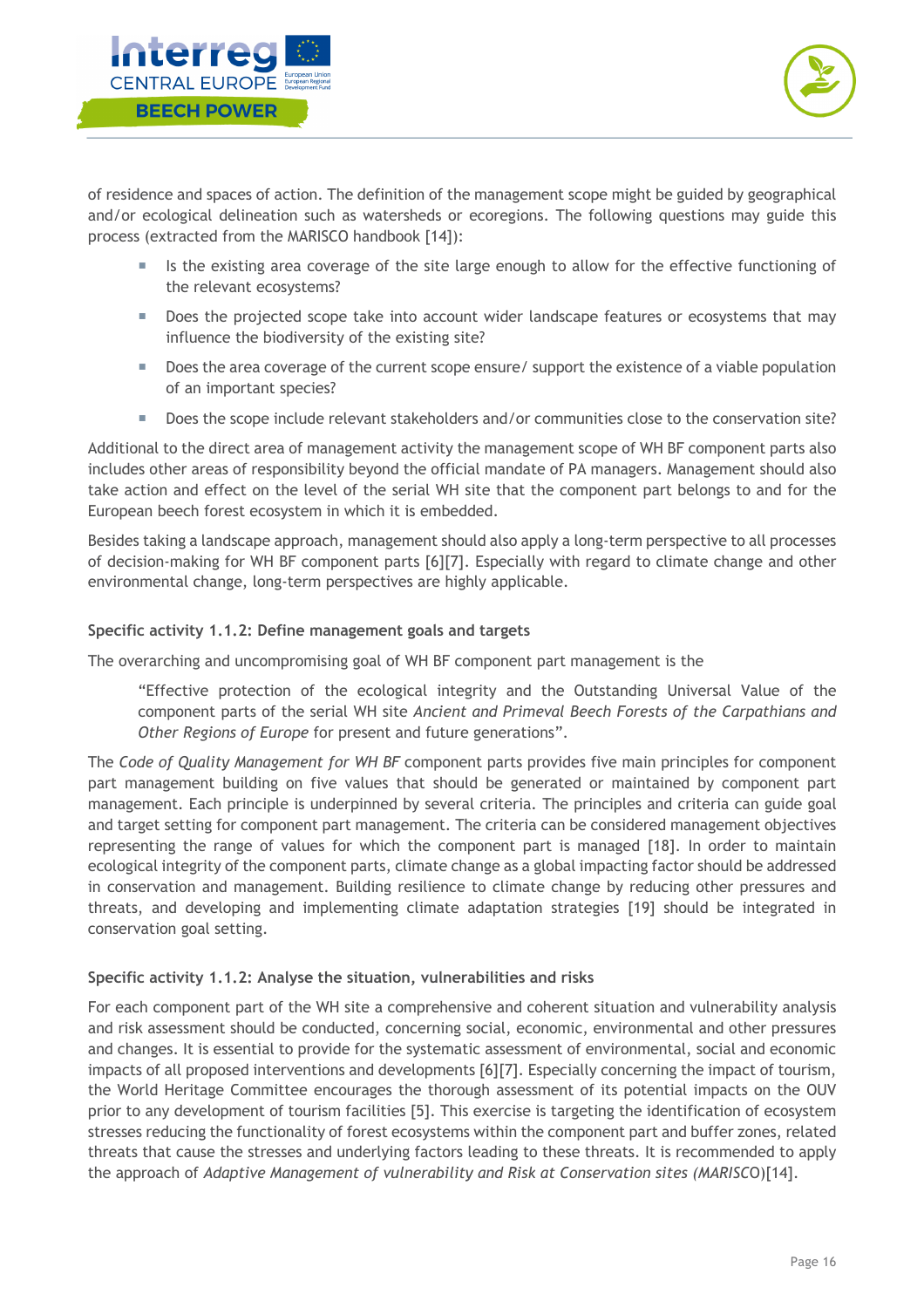of residence and spaces of action. The definition of the management scope might be guided by geographical and/or ecological delineation such as watersheds or ecoregions. The following questions may guide this process (extracted from the MARISCO handbook [14]):

- Is the existing area coverage of the site large enough to allow for the effective functioning of the relevant ecosystems?
- Does the projected scope take into account wider landscape features or ecosystems that may influence the biodiversity of the existing site?
- Does the area coverage of the current scope ensure/ support the existence of a viable population of an important species?
- Does the scope include relevant stakeholders and/or communities close to the conservation site?

Additional to the direct area of management activity the management scope of WH BF component parts also includes other areas of responsibility beyond the official mandate of PA managers. Management should also take action and effect on the level of the serial WH site that the component part belongs to and for the European beech forest ecosystem in which it is embedded.

Besides taking a landscape approach, management should also apply a long-term perspective to all processes of decision-making for WH BF component parts [6][7]. Especially with regard to climate change and other environmental change, long-term perspectives are highly applicable.

#### Specific activity 1.1.2: Define management goals and targets

The overarching and uncompromising goal of WH BF component part management is the

> "Effective protection of the ecological integrity and the Outstanding Universal Value of the component parts of the serial WH site *Ancient and Primeval Beech Forests of the Carpathians and Other Regions of Europe* for present and future generations".

The *Code of Quality Management for WH BF* component parts provides five main principles for component part management building on five values that should be generated or maintained by component part management. Each principle is underpinned by several criteria. The principles and criteria can guide goal and target setting for component part management. The criteria can be considered management objectives representing the range of values for which the component part is managed [18]. In order to maintain ecological integrity of the component parts, climate change as a global impacting factor should be addressed in conservation and management. Building resilience to climate change by reducing other pressures and threats, and developing and implementing climate adaptation strategies [19] should be integrated in conservation goal setting.

#### Specific activity 1.1.2: Analyse the situation, vulnerabilities and risks

For each component part of the WH site a comprehensive and coherent situation and vulnerability analysis and risk assessment should be conducted, concerning social, economic, environmental and other pressures and changes. It is essential to provide for the systematic assessment of environmental, social and economic impacts of all proposed interventions and developments [6][7]. Especially concerning the impact of tourism, the World Heritage Committee encourages the thorough assessment of its potential impacts on the OUV prior to any development of tourism facilities [5]. This exercise is targeting the identification of ecosystem stresses reducing the functionality of forest ecosystems within the component part and buffer zones, related threats that cause the stresses and underlying factors leading to these threats. It is recommended to apply the approach of *Adaptive Management of vulnerability and Risk at Conservation sites (MARISCO)*[14].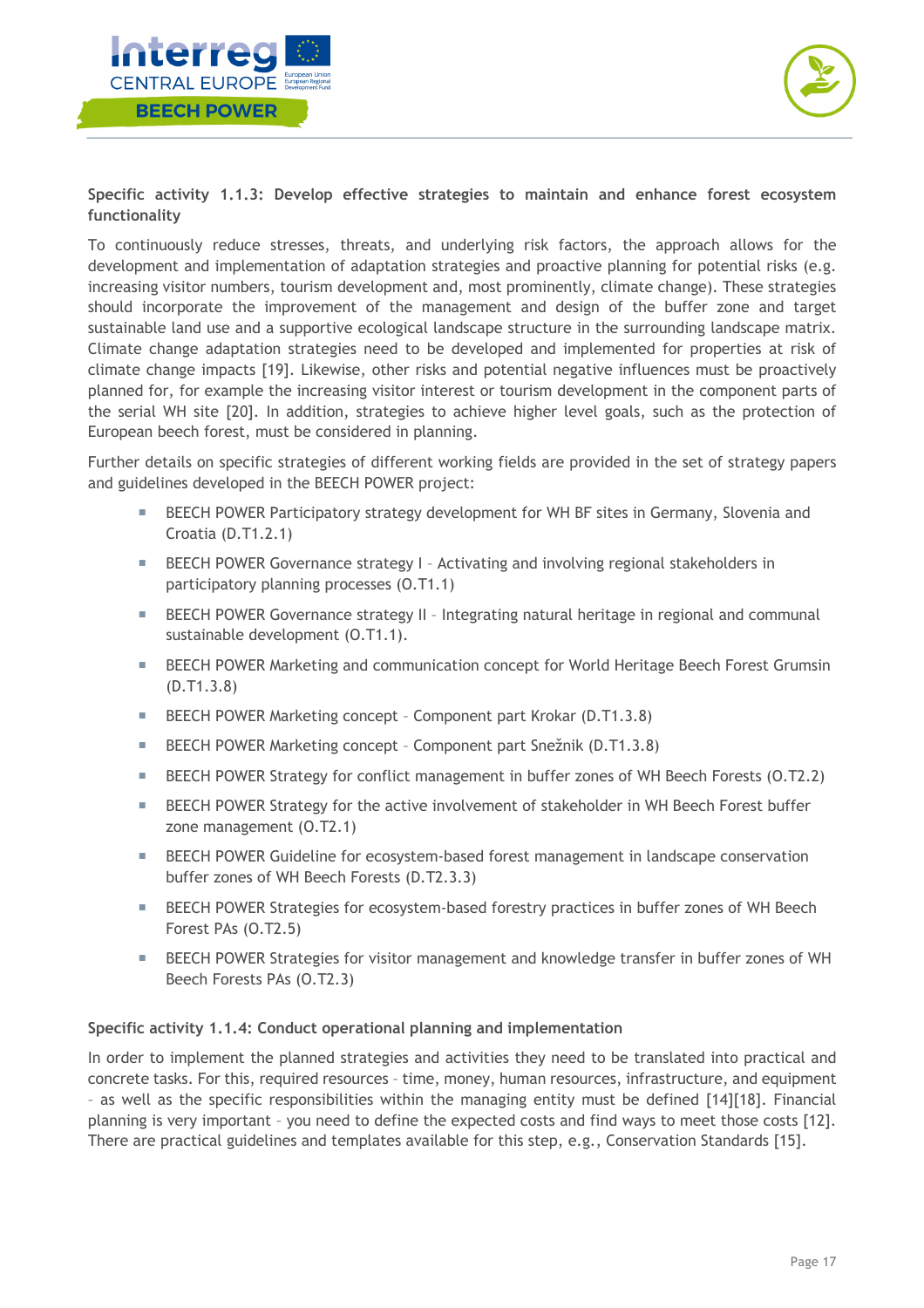**Specific activity 1.1.3: Develop effective strategies to maintain and enhance forest ecosystem functionality**

To continuously reduce stresses, threats, and underlying risk factors, the approach allows for the development and implementation of adaptation strategies and proactive planning for potential risks (e.g. increasing visitor numbers, tourism development and, most prominently, climate change). These strategies should incorporate the improvement of the management and design of the buffer zone and target sustainable land use and a supportive ecological landscape structure in the surrounding landscape matrix. Climate change adaptation strategies need to be developed and implemented for properties at risk of climate change impacts [19]. Likewise, other risks and potential negative influences must be proactively planned for, for example the increasing visitor interest or tourism development in the component parts of the serial WH site [20]. In addition, strategies to achieve higher level goals, such as the protection of European beech forest, must be considered in planning.

Further details on specific strategies of different working fields are provided in the set of strategy papers and guidelines developed in the BEECH POWER project:

- BEECH POWER Participatory strategy development for WH BF sites in Germany, Slovenia and Croatia (D.T1.2.1)
- BEECH POWER Governance strategy I – Activating and involving regional stakeholders in participatory planning processes (O.T1.1)
- BEECH POWER Governance strategy II – Integrating natural heritage in regional and communal sustainable development (O.T1.1).
- BEECH POWER Marketing and communication concept for World Heritage Beech Forest Grumsin (D.T1.3.8)
- BEECH POWER Marketing concept – Component part Krokar (D.T1.3.8)
- BEECH POWER Marketing concept – Component part Snežnik (D.T1.3.8)
- BEECH POWER Strategy for conflict management in buffer zones of WH Beech Forests (O.T2.2)
- BEECH POWER Strategy for the active involvement of stakeholder in WH Beech Forest buffer zone management (O.T2.1)
- BEECH POWER Guideline for ecosystem-based forest management in landscape conservation buffer zones of WH Beech Forests (D.T2.3.3)
- BEECH POWER Strategies for ecosystem-based forestry practices in buffer zones of WH Beech Forest PAs (O.T2.5)
- BEECH POWER Strategies for visitor management and knowledge transfer in buffer zones of WH Beech Forests PAs (O.T2.3)

**Specific activity 1.1.4: Conduct operational planning and implementation**

In order to implement the planned strategies and activities they need to be translated into practical and concrete tasks. For this, required resources - time, money, human resources, infrastructure, and equipment - as well as the specific responsibilities within the managing entity must be defined [14][18]. Financial planning is very important - you need to define the expected costs and find ways to meet those costs [12]. There are practical guidelines and templates available for this step, e.g., Conservation Standards [15].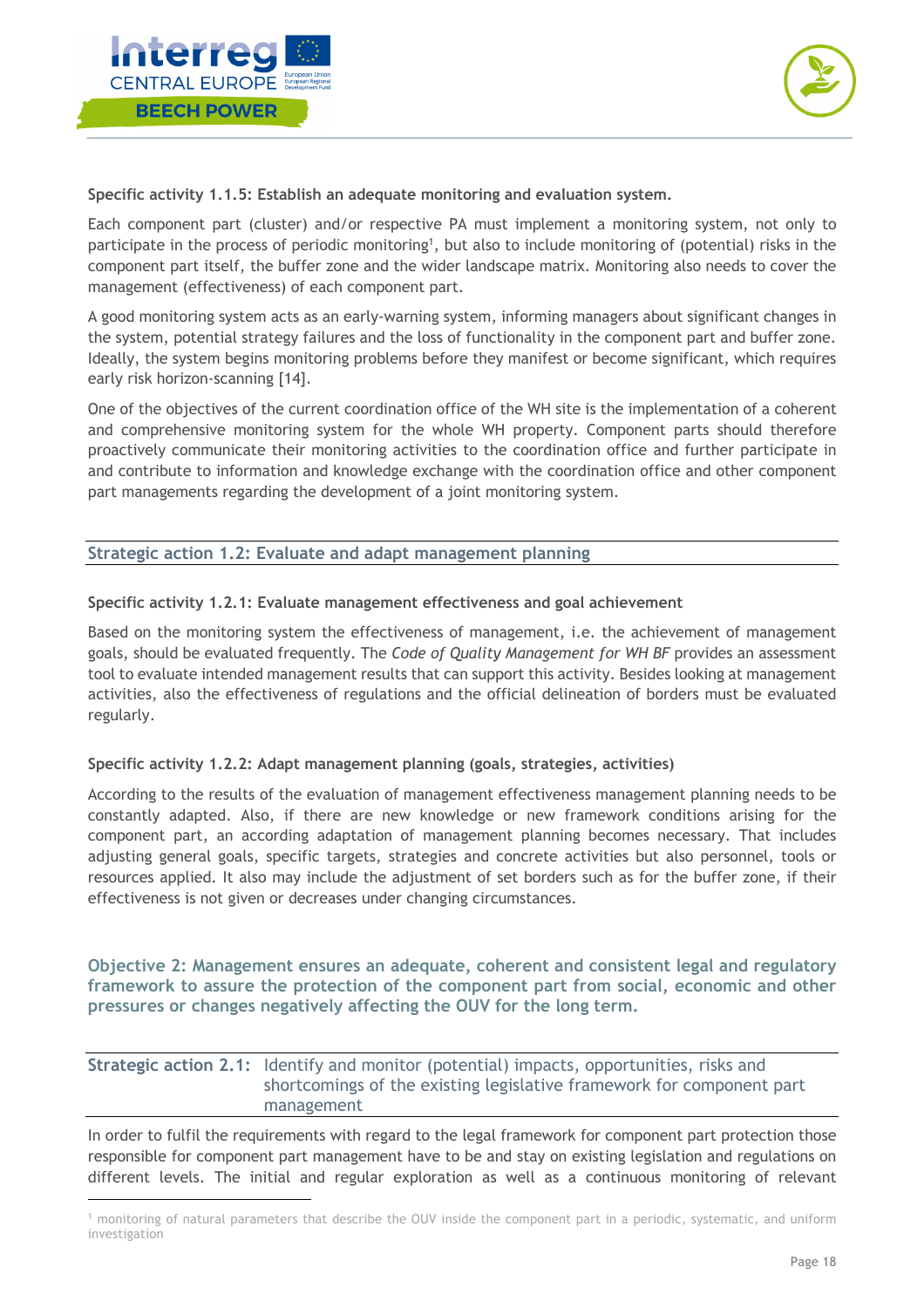**Specific activity 1.1.5: Establish an adequate monitoring and evaluation system.**

Each component part (cluster) and/or respective PA must implement a monitoring system, not only to participate in the process of periodic monitoring[1], but also to include monitoring of (potential) risks in the component part itself, the buffer zone and the wider landscape matrix. Monitoring also needs to cover the management (effectiveness) of each component part.

A good monitoring system acts as an early-warning system, informing managers about significant changes in the system, potential strategy failures and the loss of functionality in the component part and buffer zone. Ideally, the system begins monitoring problems before they manifest or become significant, which requires early risk horizon-scanning [14].

One of the objectives of the current coordination office of the WH site is the implementation of a coherent and comprehensive monitoring system for the whole WH property. Component parts should therefore proactively communicate their monitoring activities to the coordination office and further participate in and contribute to information and knowledge exchange with the coordination office and other component part managements regarding the development of a joint monitoring system.

### Strategic action 1.2: Evaluate and adapt management planning

**Specific activity 1.2.1: Evaluate management effectiveness and goal achievement**

Based on the monitoring system the effectiveness of management, i.e. the achievement of management goals, should be evaluated frequently. The *Code of Quality Management for WH BF* provides an assessment tool to evaluate intended management results that can support this activity. Besides looking at management activities, also the effectiveness of regulations and the official delineation of borders must be evaluated regularly.

**Specific activity 1.2.2: Adapt management planning (goals, strategies, activities)**

According to the results of the evaluation of management effectiveness management planning needs to be constantly adapted. Also, if there are new knowledge or new framework conditions arising for the component part, an according adaptation of management planning becomes necessary. That includes adjusting general goals, specific targets, strategies and concrete activities but also personnel, tools or resources applied. It also may include the adjustment of set borders such as for the buffer zone, if their effectiveness is not given or decreases under changing circumstances.

## Objective 2: Management ensures an adequate, coherent and consistent legal and regulatory framework to assure the protection of the component part from social, economic and other pressures or changes negatively affecting the OUV for the long term.

### Strategic action 2.1: Identify and monitor (potential) impacts, opportunities, risks and shortcomings of the existing legislative framework for component part management

In order to fulfil the requirements with regard to the legal framework for component part protection those responsible for component part management have to be and stay on existing legislation and regulations on different levels. The initial and regular exploration as well as a continuous monitoring of relevant

[1] monitoring of natural parameters that describe the OUV inside the component part in a periodic, systematic, and uniform investigation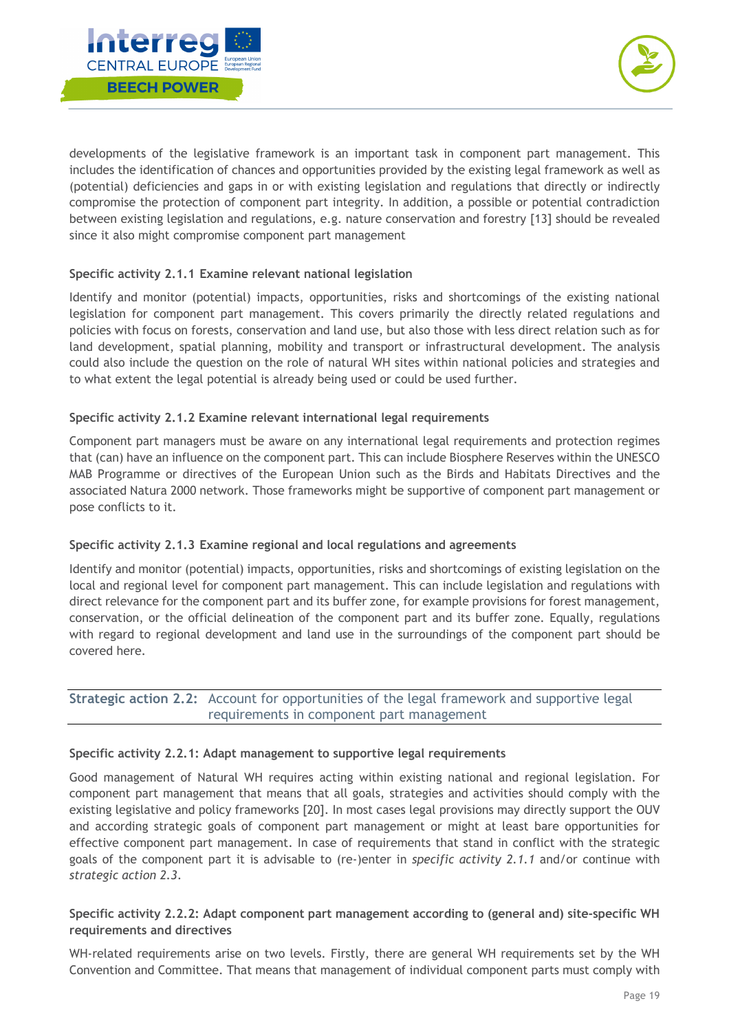developments of the legislative framework is an important task in component part management. This includes the identification of chances and opportunities provided by the existing legal framework as well as (potential) deficiencies and gaps in or with existing legislation and regulations that directly or indirectly compromise the protection of component part integrity. In addition, a possible or potential contradiction between existing legislation and regulations, e.g. nature conservation and forestry [13] should be revealed since it also might compromise component part management

**Specific activity 2.1.1 Examine relevant national legislation**

Identify and monitor (potential) impacts, opportunities, risks and shortcomings of the existing national legislation for component part management. This covers primarily the directly related regulations and policies with focus on forests, conservation and land use, but also those with less direct relation such as for land development, spatial planning, mobility and transport or infrastructural development. The analysis could also include the question on the role of natural WH sites within national policies and strategies and to what extent the legal potential is already being used or could be used further.

**Specific activity 2.1.2 Examine relevant international legal requirements**

Component part managers must be aware on any international legal requirements and protection regimes that (can) have an influence on the component part. This can include Biosphere Reserves within the UNESCO MAB Programme or directives of the European Union such as the Birds and Habitats Directives and the associated Natura 2000 network. Those frameworks might be supportive of component part management or pose conflicts to it.

**Specific activity 2.1.3 Examine regional and local regulations and agreements**

Identify and monitor (potential) impacts, opportunities, risks and shortcomings of existing legislation on the local and regional level for component part management. This can include legislation and regulations with direct relevance for the component part and its buffer zone, for example provisions for forest management, conservation, or the official delineation of the component part and its buffer zone. Equally, regulations with regard to regional development and land use in the surroundings of the component part should be covered here.

## Strategic action 2.2: Account for opportunities of the legal framework and supportive legal requirements in component part management

**Specific activity 2.2.1: Adapt management to supportive legal requirements**

Good management of Natural WH requires acting within existing national and regional legislation. For component part management that means that all goals, strategies and activities should comply with the existing legislative and policy frameworks [20]. In most cases legal provisions may directly support the OUV and according strategic goals of component part management or might at least bare opportunities for effective component part management. In case of requirements that stand in conflict with the strategic goals of the component part it is advisable to (re-)enter in *specific activity 2.1.1* and/or continue with *strategic action 2.3*.

**Specific activity 2.2.2: Adapt component part management according to (general and) site-specific WH requirements and directives**

WH-related requirements arise on two levels. Firstly, there are general WH requirements set by the WH Convention and Committee. That means that management of individual component parts must comply with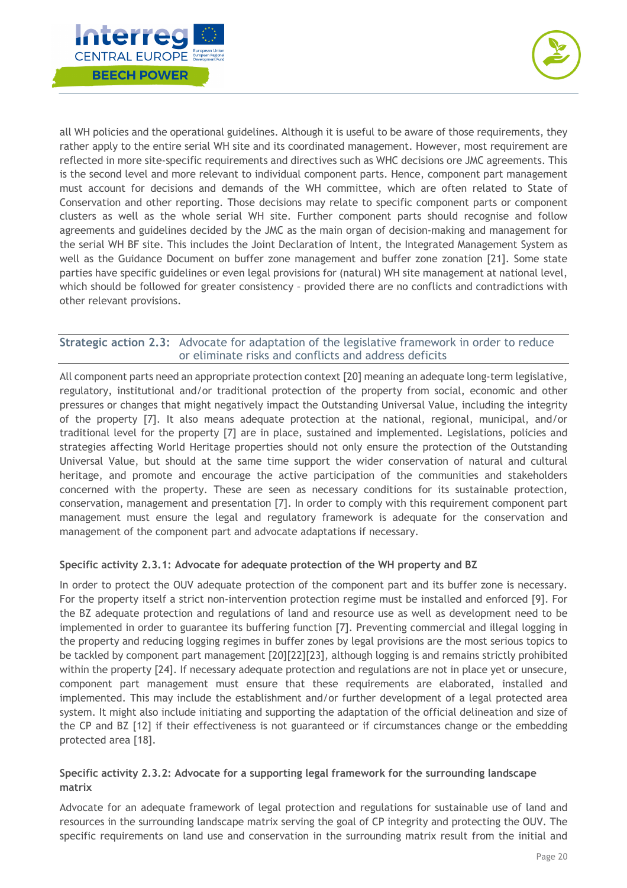all WH policies and the operational guidelines. Although it is useful to be aware of those requirements, they rather apply to the entire serial WH site and its coordinated management. However, most requirement are reflected in more site-specific requirements and directives such as WHC decisions ore JMC agreements. This is the second level and more relevant to individual component parts. Hence, component part management must account for decisions and demands of the WH committee, which are often related to State of Conservation and other reporting. Those decisions may relate to specific component parts or component clusters as well as the whole serial WH site. Further component parts should recognise and follow agreements and guidelines decided by the JMC as the main organ of decision-making and management for the serial WH BF site. This includes the Joint Declaration of Intent, the Integrated Management System as well as the Guidance Document on buffer zone management and buffer zone zonation [21]. Some state parties have specific guidelines or even legal provisions for (natural) WH site management at national level, which should be followed for greater consistency – provided there are no conflicts and contradictions with other relevant provisions.

### Strategic action 2.3: Advocate for adaptation of the legislative framework in order to reduce or eliminate risks and conflicts and address deficits

All component parts need an appropriate protection context [20] meaning an adequate long-term legislative, regulatory, institutional and/or traditional protection of the property from social, economic and other pressures or changes that might negatively impact the Outstanding Universal Value, including the integrity of the property [7]. It also means adequate protection at the national, regional, municipal, and/or traditional level for the property [7] are in place, sustained and implemented. Legislations, policies and strategies affecting World Heritage properties should not only ensure the protection of the Outstanding Universal Value, but should at the same time support the wider conservation of natural and cultural heritage, and promote and encourage the active participation of the communities and stakeholders concerned with the property. These are seen as necessary conditions for its sustainable protection, conservation, management and presentation [7]. In order to comply with this requirement component part management must ensure the legal and regulatory framework is adequate for the conservation and management of the component part and advocate adaptations if necessary.

#### Specific activity 2.3.1: Advocate for adequate protection of the WH property and BZ

In order to protect the OUV adequate protection of the component part and its buffer zone is necessary. For the property itself a strict non-intervention protection regime must be installed and enforced [9]. For the BZ adequate protection and regulations of land and resource use as well as development need to be implemented in order to guarantee its buffering function [7]. Preventing commercial and illegal logging in the property and reducing logging regimes in buffer zones by legal provisions are the most serious topics to be tackled by component part management [20][22][23], although logging is and remains strictly prohibited within the property [24]. If necessary adequate protection and regulations are not in place yet or unsecure, component part management must ensure that these requirements are elaborated, installed and implemented. This may include the establishment and/or further development of a legal protected area system. It might also include initiating and supporting the adaptation of the official delineation and size of the CP and BZ [12] if their effectiveness is not guaranteed or if circumstances change or the embedding protected area [18].

#### Specific activity 2.3.2: Advocate for a supporting legal framework for the surrounding landscape matrix

Advocate for an adequate framework of legal protection and regulations for sustainable use of land and resources in the surrounding landscape matrix serving the goal of CP integrity and protecting the OUV. The specific requirements on land use and conservation in the surrounding matrix result from the initial and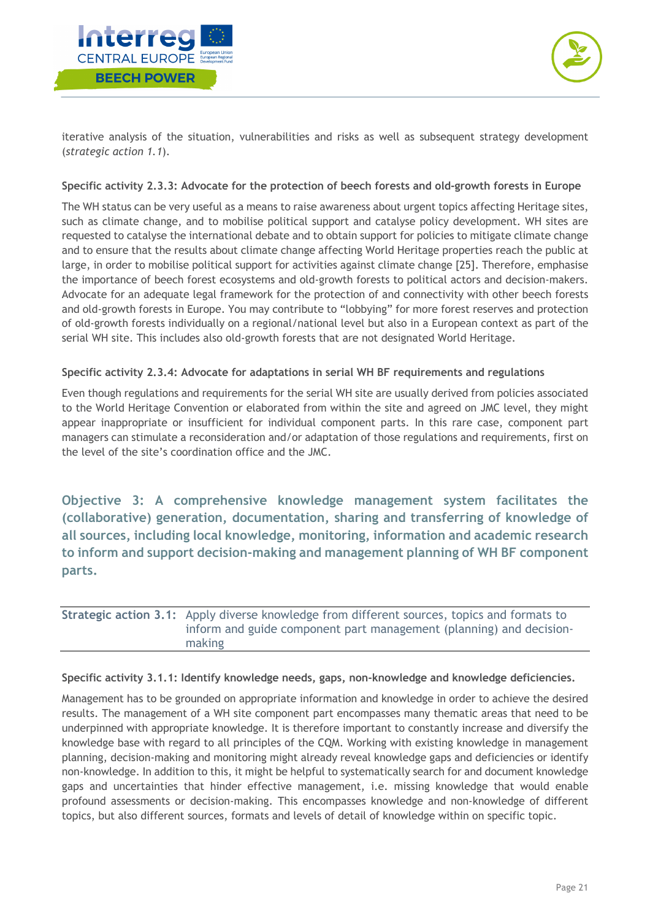iterative analysis of the situation, vulnerabilities and risks as well as subsequent strategy development (*strategic action 1.1*).

#### Specific activity 2.3.3: Advocate for the protection of beech forests and old-growth forests in Europe

The WH status can be very useful as a means to raise awareness about urgent topics affecting Heritage sites, such as climate change, and to mobilise political support and catalyse policy development. WH sites are requested to catalyse the international debate and to obtain support for policies to mitigate climate change and to ensure that the results about climate change affecting World Heritage properties reach the public at large, in order to mobilise political support for activities against climate change [25]. Therefore, emphasise the importance of beech forest ecosystems and old-growth forests to political actors and decision-makers. Advocate for an adequate legal framework for the protection of and connectivity with other beech forests and old-growth forests in Europe. You may contribute to "lobbying" for more forest reserves and protection of old-growth forests individually on a regional/national level but also in a European context as part of the serial WH site. This includes also old-growth forests that are not designated World Heritage.

#### Specific activity 2.3.4: Advocate for adaptations in serial WH BF requirements and regulations

Even though regulations and requirements for the serial WH site are usually derived from policies associated to the World Heritage Convention or elaborated from within the site and agreed on JMC level, they might appear inappropriate or insufficient for individual component parts. In this rare case, component part managers can stimulate a reconsideration and/or adaptation of those regulations and requirements, first on the level of the site's coordination office and the JMC.

## Objective 3: A comprehensive knowledge management system facilitates the (collaborative) generation, documentation, sharing and transferring of knowledge of all sources, including local knowledge, monitoring, information and academic research to inform and support decision-making and management planning of WH BF component parts.

### Strategic action 3.1: Apply diverse knowledge from different sources, topics and formats to inform and guide component part management (planning) and decision-making

#### Specific activity 3.1.1: Identify knowledge needs, gaps, non-knowledge and knowledge deficiencies.

Management has to be grounded on appropriate information and knowledge in order to achieve the desired results. The management of a WH site component part encompasses many thematic areas that need to be underpinned with appropriate knowledge. It is therefore important to constantly increase and diversify the knowledge base with regard to all principles of the CQM. Working with existing knowledge in management planning, decision-making and monitoring might already reveal knowledge gaps and deficiencies or identify non-knowledge. In addition to this, it might be helpful to systematically search for and document knowledge gaps and uncertainties that hinder effective management, i.e. missing knowledge that would enable profound assessments or decision-making. This encompasses knowledge and non-knowledge of different topics, but also different sources, formats and levels of detail of knowledge within on specific topic.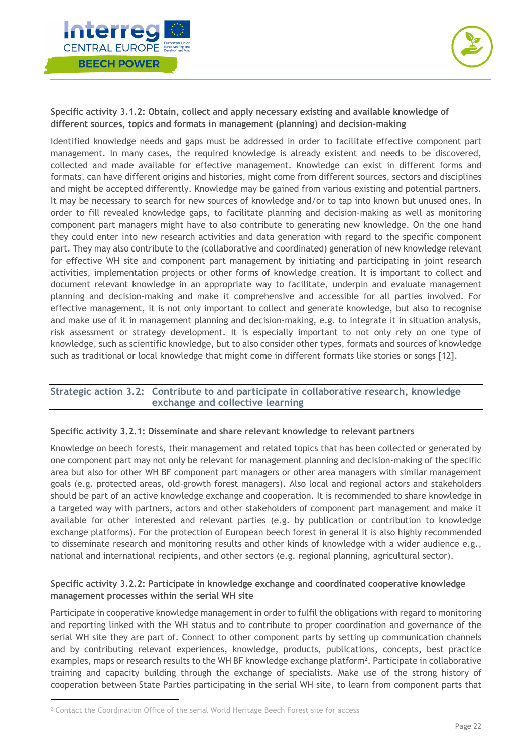#### Specific activity 3.1.2: Obtain, collect and apply necessary existing and available knowledge of different sources, topics and formats in management (planning) and decision-making

Identified knowledge needs and gaps must be addressed in order to facilitate effective component part management. In many cases, the required knowledge is already existent and needs to be discovered, collected and made available for effective management. Knowledge can exist in different forms and formats, can have different origins and histories, might come from different sources, sectors and disciplines and might be accepted differently. Knowledge may be gained from various existing and potential partners. It may be necessary to search for new sources of knowledge and/or to tap into known but unused ones. In order to fill revealed knowledge gaps, to facilitate planning and decision-making as well as monitoring component part managers might have to also contribute to generating new knowledge. On the one hand they could enter into new research activities and data generation with regard to the specific component part. They may also contribute to the (collaborative and coordinated) generation of new knowledge relevant for effective WH site and component part management by initiating and participating in joint research activities, implementation projects or other forms of knowledge creation. It is important to collect and document relevant knowledge in an appropriate way to facilitate, underpin and evaluate management planning and decision-making and make it comprehensive and accessible for all parties involved. For effective management, it is not only important to collect and generate knowledge, but also to recognise and make use of it in management planning and decision-making, e.g. to integrate it in situation analysis, risk assessment or strategy development. It is especially important to not only rely on one type of knowledge, such as scientific knowledge, but to also consider other types, formats and sources of knowledge such as traditional or local knowledge that might come in different formats like stories or songs [12].

### Strategic action 3.2: Contribute to and participate in collaborative research, knowledge exchange and collective learning

#### Specific activity 3.2.1: Disseminate and share relevant knowledge to relevant partners

Knowledge on beech forests, their management and related topics that has been collected or generated by one component part may not only be relevant for management planning and decision-making of the specific area but also for other WH BF component part managers or other area managers with similar management goals (e.g. protected areas, old-growth forest managers). Also local and regional actors and stakeholders should be part of an active knowledge exchange and cooperation. It is recommended to share knowledge in a targeted way with partners, actors and other stakeholders of component part management and make it available for other interested and relevant parties (e.g. by publication or contribution to knowledge exchange platforms). For the protection of European beech forest in general it is also highly recommended to disseminate research and monitoring results and other kinds of knowledge with a wider audience e.g., national and international recipients, and other sectors (e.g. regional planning, agricultural sector).

#### Specific activity 3.2.2: Participate in knowledge exchange and coordinated cooperative knowledge management processes within the serial WH site

Participate in cooperative knowledge management in order to fulfil the obligations with regard to monitoring and reporting linked with the WH status and to contribute to proper coordination and governance of the serial WH site they are part of. Connect to other component parts by setting up communication channels and by contributing relevant experiences, knowledge, products, publications, concepts, best practice examples, maps or research results to the WH BF knowledge exchange platform[2]. Participate in collaborative training and capacity building through the exchange of specialists. Make use of the strong history of cooperation between State Parties participating in the serial WH site, to learn from component parts that

[2] Contact the Coordination Office of the serial World Heritage Beech Forest site for access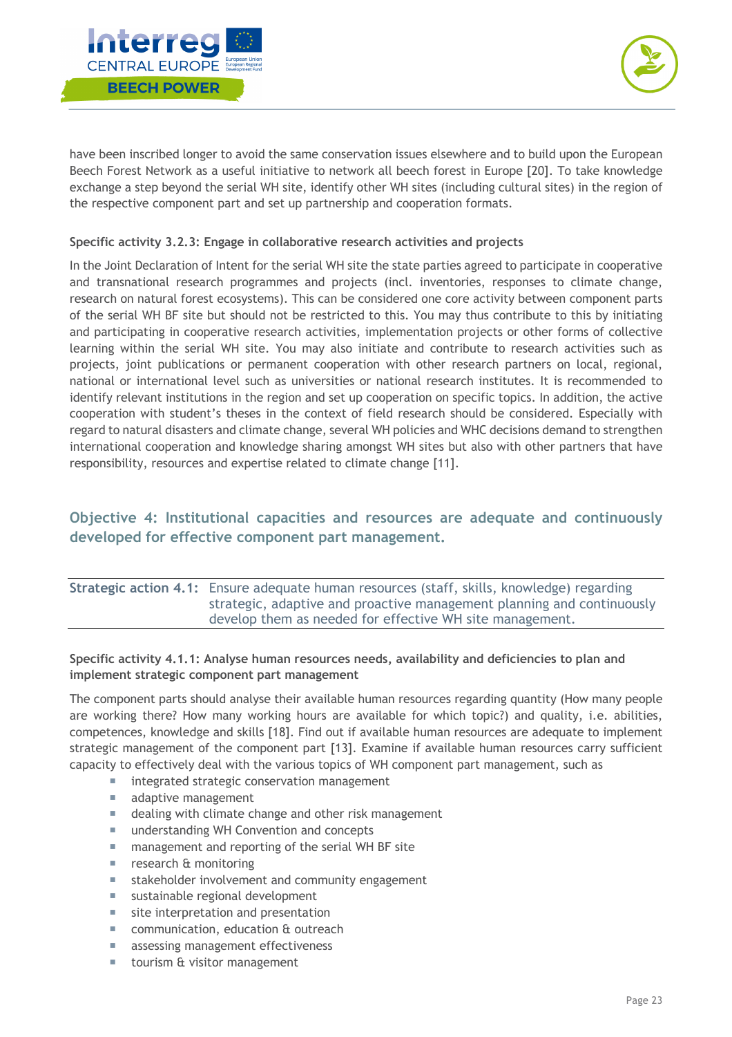have been inscribed longer to avoid the same conservation issues elsewhere and to build upon the European Beech Forest Network as a useful initiative to network all beech forest in Europe [20]. To take knowledge exchange a step beyond the serial WH site, identify other WH sites (including cultural sites) in the region of the respective component part and set up partnership and cooperation formats.

**Specific activity 3.2.3: Engage in collaborative research activities and projects**

In the Joint Declaration of Intent for the serial WH site the state parties agreed to participate in cooperative and transnational research programmes and projects (incl. inventories, responses to climate change, research on natural forest ecosystems). This can be considered one core activity between component parts of the serial WH BF site but should not be restricted to this. You may thus contribute to this by initiating and participating in cooperative research activities, implementation projects or other forms of collective learning within the serial WH site. You may also initiate and contribute to research activities such as projects, joint publications or permanent cooperation with other research partners on local, regional, national or international level such as universities or national research institutes. It is recommended to identify relevant institutions in the region and set up cooperation on specific topics. In addition, the active cooperation with student's theses in the context of field research should be considered. Especially with regard to natural disasters and climate change, several WH policies and WHC decisions demand to strengthen international cooperation and knowledge sharing amongst WH sites but also with other partners that have responsibility, resources and expertise related to climate change [11].

## Objective 4: Institutional capacities and resources are adequate and continuously developed for effective component part management.

**Strategic action 4.1:** Ensure adequate human resources (staff, skills, knowledge) regarding strategic, adaptive and proactive management planning and continuously develop them as needed for effective WH site management.

**Specific activity 4.1.1: Analyse human resources needs, availability and deficiencies to plan and implement strategic component part management**

The component parts should analyse their available human resources regarding quantity (How many people are working there? How many working hours are available for which topic?) and quality, i.e. abilities, competences, knowledge and skills [18]. Find out if available human resources are adequate to implement strategic management of the component part [13]. Examine if available human resources carry sufficient capacity to effectively deal with the various topics of WH component part management, such as

- integrated strategic conservation management
- adaptive management
- dealing with climate change and other risk management
- understanding WH Convention and concepts
- management and reporting of the serial WH BF site
- research & monitoring
- stakeholder involvement and community engagement
- sustainable regional development
- site interpretation and presentation
- communication, education & outreach
- assessing management effectiveness
- tourism & visitor management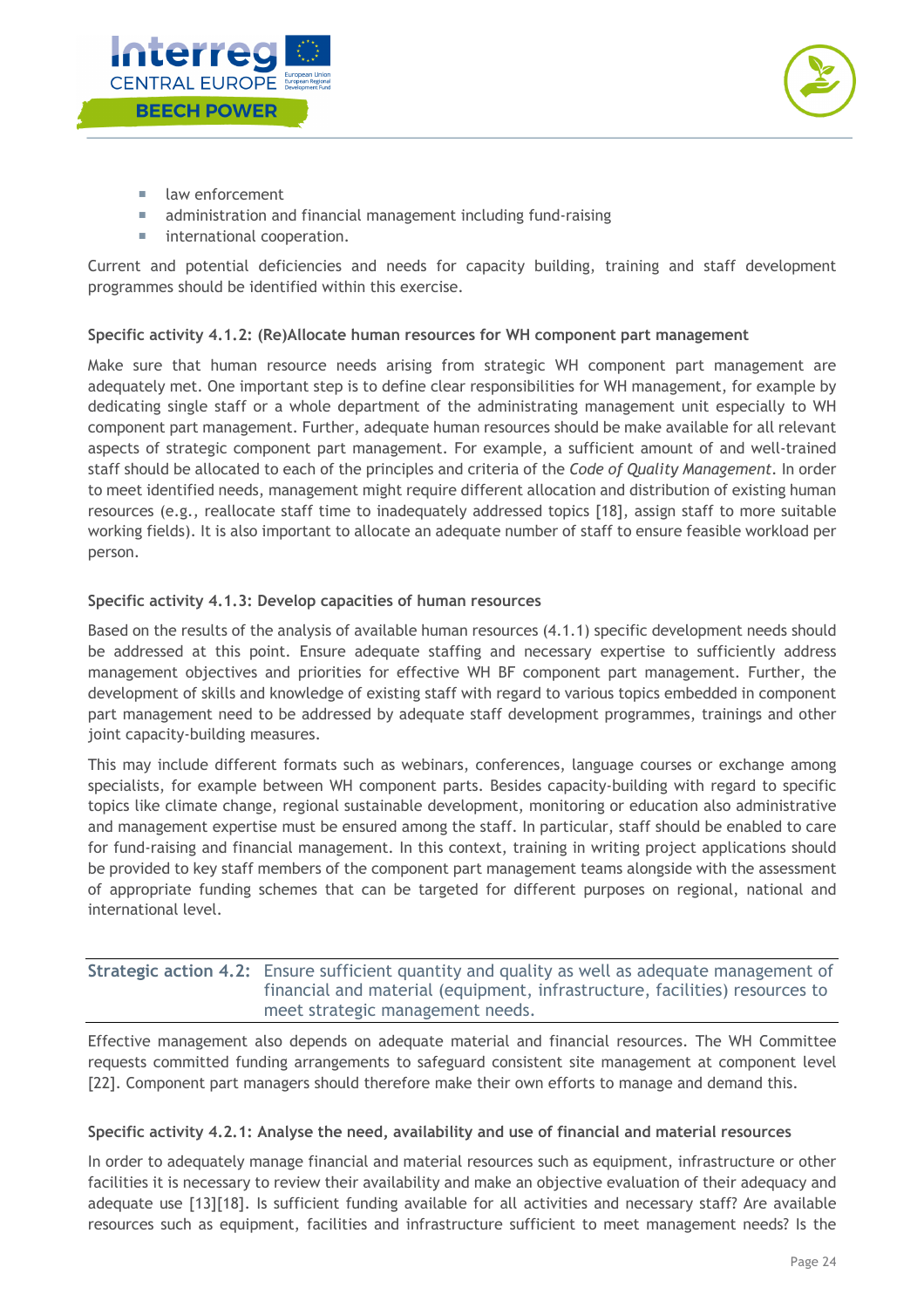- law enforcement
- administration and financial management including fund-raising
- international cooperation.

Current and potential deficiencies and needs for capacity building, training and staff development programmes should be identified within this exercise.

**Specific activity 4.1.2: (Re)Allocate human resources for WH component part management**

Make sure that human resource needs arising from strategic WH component part management are adequately met. One important step is to define clear responsibilities for WH management, for example by dedicating single staff or a whole department of the administrating management unit especially to WH component part management. Further, adequate human resources should be make available for all relevant aspects of strategic component part management. For example, a sufficient amount of and well-trained staff should be allocated to each of the principles and criteria of the *Code of Quality Management*. In order to meet identified needs, management might require different allocation and distribution of existing human resources (e.g., reallocate staff time to inadequately addressed topics [18], assign staff to more suitable working fields). It is also important to allocate an adequate number of staff to ensure feasible workload per person.

**Specific activity 4.1.3: Develop capacities of human resources**

Based on the results of the analysis of available human resources (4.1.1) specific development needs should be addressed at this point. Ensure adequate staffing and necessary expertise to sufficiently address management objectives and priorities for effective WH BF component part management. Further, the development of skills and knowledge of existing staff with regard to various topics embedded in component part management need to be addressed by adequate staff development programmes, trainings and other joint capacity-building measures.

This may include different formats such as webinars, conferences, language courses or exchange among specialists, for example between WH component parts. Besides capacity-building with regard to specific topics like climate change, regional sustainable development, monitoring or education also administrative and management expertise must be ensured among the staff. In particular, staff should be enabled to care for fund-raising and financial management. In this context, training in writing project applications should be provided to key staff members of the component part management teams alongside with the assessment of appropriate funding schemes that can be targeted for different purposes on regional, national and international level.

**Strategic action 4.2:** Ensure sufficient quantity and quality as well as adequate management of financial and material (equipment, infrastructure, facilities) resources to meet strategic management needs.

Effective management also depends on adequate material and financial resources. The WH Committee requests committed funding arrangements to safeguard consistent site management at component level [22]. Component part managers should therefore make their own efforts to manage and demand this.

**Specific activity 4.2.1: Analyse the need, availability and use of financial and material resources**

In order to adequately manage financial and material resources such as equipment, infrastructure or other facilities it is necessary to review their availability and make an objective evaluation of their adequacy and adequate use [13][18]. Is sufficient funding available for all activities and necessary staff? Are available resources such as equipment, facilities and infrastructure sufficient to meet management needs? Is the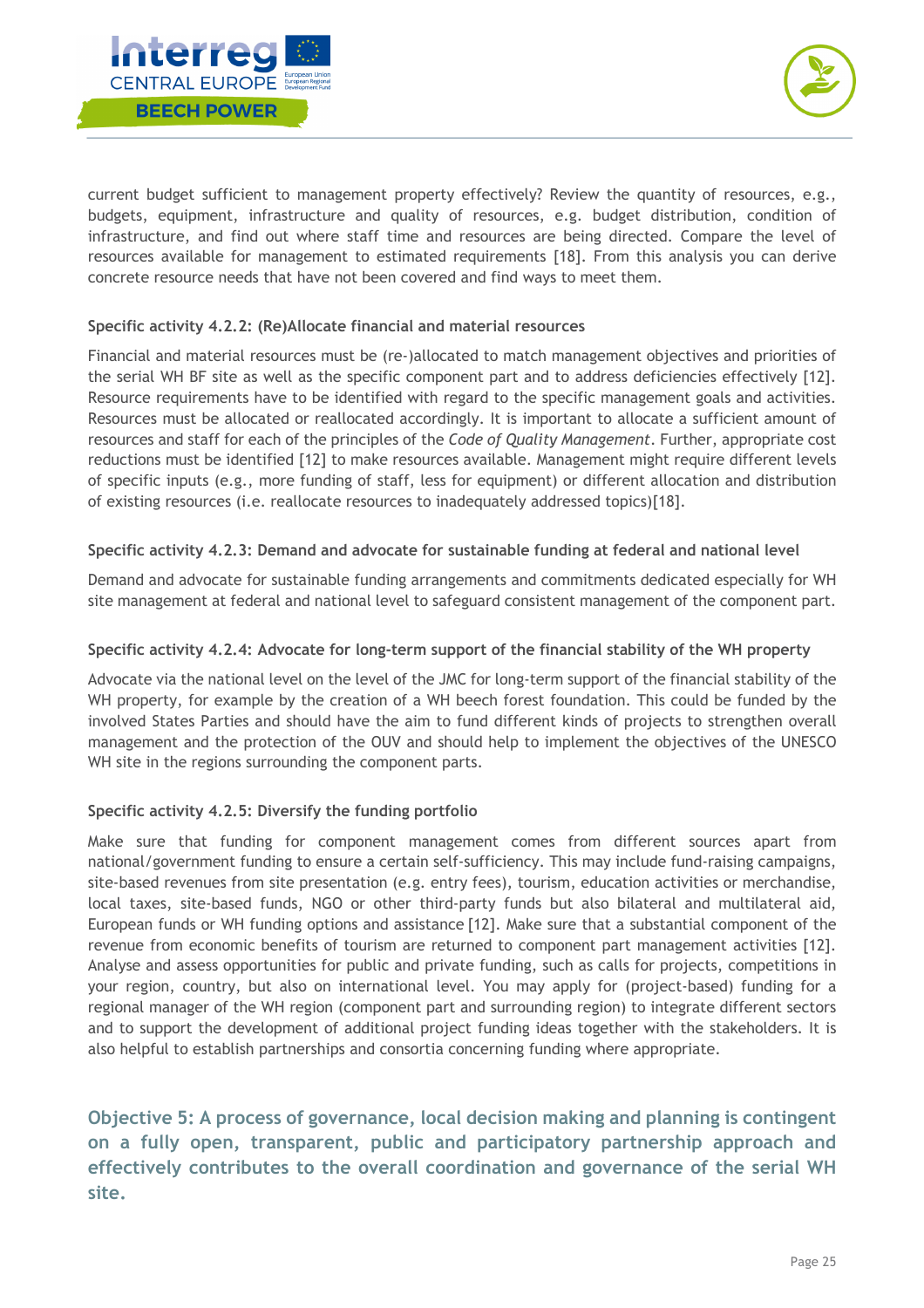current budget sufficient to management property effectively? Review the quantity of resources, e.g., budgets, equipment, infrastructure and quality of resources, e.g. budget distribution, condition of infrastructure, and find out where staff time and resources are being directed. Compare the level of resources available for management to estimated requirements [18]. From this analysis you can derive concrete resource needs that have not been covered and find ways to meet them.

#### Specific activity 4.2.2: (Re)Allocate financial and material resources

Financial and material resources must be (re-)allocated to match management objectives and priorities of the serial WH BF site as well as the specific component part and to address deficiencies effectively [12]. Resource requirements have to be identified with regard to the specific management goals and activities. Resources must be allocated or reallocated accordingly. It is important to allocate a sufficient amount of resources and staff for each of the principles of the *Code of Quality Management*. Further, appropriate cost reductions must be identified [12] to make resources available. Management might require different levels of specific inputs (e.g., more funding of staff, less for equipment) or different allocation and distribution of existing resources (i.e. reallocate resources to inadequately addressed topics)[18].

#### Specific activity 4.2.3: Demand and advocate for sustainable funding at federal and national level

Demand and advocate for sustainable funding arrangements and commitments dedicated especially for WH site management at federal and national level to safeguard consistent management of the component part.

#### Specific activity 4.2.4: Advocate for long-term support of the financial stability of the WH property

Advocate via the national level on the level of the JMC for long-term support of the financial stability of the WH property, for example by the creation of a WH beech forest foundation. This could be funded by the involved States Parties and should have the aim to fund different kinds of projects to strengthen overall management and the protection of the OUV and should help to implement the objectives of the UNESCO WH site in the regions surrounding the component parts.

#### Specific activity 4.2.5: Diversify the funding portfolio

Make sure that funding for component management comes from different sources apart from national/government funding to ensure a certain self-sufficiency. This may include fund-raising campaigns, site-based revenues from site presentation (e.g. entry fees), tourism, education activities or merchandise, local taxes, site-based funds, NGO or other third-party funds but also bilateral and multilateral aid, European funds or WH funding options and assistance [12]. Make sure that a substantial component of the revenue from economic benefits of tourism are returned to component part management activities [12]. Analyse and assess opportunities for public and private funding, such as calls for projects, competitions in your region, country, but also on international level. You may apply for (project-based) funding for a regional manager of the WH region (component part and surrounding region) to integrate different sectors and to support the development of additional project funding ideas together with the stakeholders. It is also helpful to establish partnerships and consortia concerning funding where appropriate.

## Objective 5: A process of governance, local decision making and planning is contingent on a fully open, transparent, public and participatory partnership approach and effectively contributes to the overall coordination and governance of the serial WH site.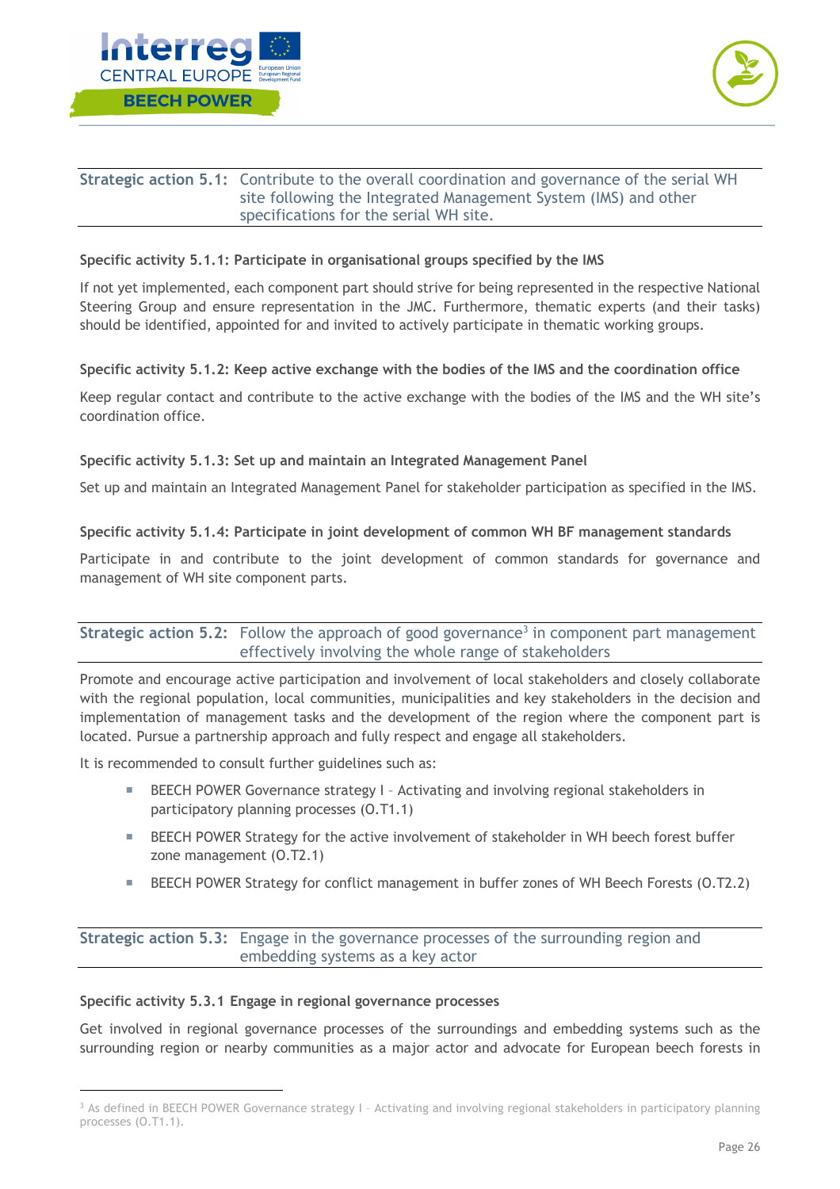### Strategic action 5.1: Contribute to the overall coordination and governance of the serial WH site following the Integrated Management System (IMS) and other specifications for the serial WH site.

**Specific activity 5.1.1: Participate in organisational groups specified by the IMS**

If not yet implemented, each component part should strive for being represented in the respective National Steering Group and ensure representation in the JMC. Furthermore, thematic experts (and their tasks) should be identified, appointed for and invited to actively participate in thematic working groups.

**Specific activity 5.1.2: Keep active exchange with the bodies of the IMS and the coordination office**

Keep regular contact and contribute to the active exchange with the bodies of the IMS and the WH site's coordination office.

**Specific activity 5.1.3: Set up and maintain an Integrated Management Panel**

Set up and maintain an Integrated Management Panel for stakeholder participation as specified in the IMS.

**Specific activity 5.1.4: Participate in joint development of common WH BF management standards**

Participate in and contribute to the joint development of common standards for governance and management of WH site component parts.

### Strategic action 5.2: Follow the approach of good governance[3] in component part management effectively involving the whole range of stakeholders

Promote and encourage active participation and involvement of local stakeholders and closely collaborate with the regional population, local communities, municipalities and key stakeholders in the decision and implementation of management tasks and the development of the region where the component part is located. Pursue a partnership approach and fully respect and engage all stakeholders.

It is recommended to consult further guidelines such as:

- BEECH POWER Governance strategy I – Activating and involving regional stakeholders in participatory planning processes (O.T1.1)
- BEECH POWER Strategy for the active involvement of stakeholder in WH beech forest buffer zone management (O.T2.1)
- BEECH POWER Strategy for conflict management in buffer zones of WH Beech Forests (O.T2.2)

### Strategic action 5.3: Engage in the governance processes of the surrounding region and embedding systems as a key actor

**Specific activity 5.3.1 Engage in regional governance processes**

Get involved in regional governance processes of the surroundings and embedding systems such as the surrounding region or nearby communities as a major actor and advocate for European beech forests in

[3] As defined in BEECH POWER Governance strategy I – Activating and involving regional stakeholders in participatory planning processes (O.T1.1).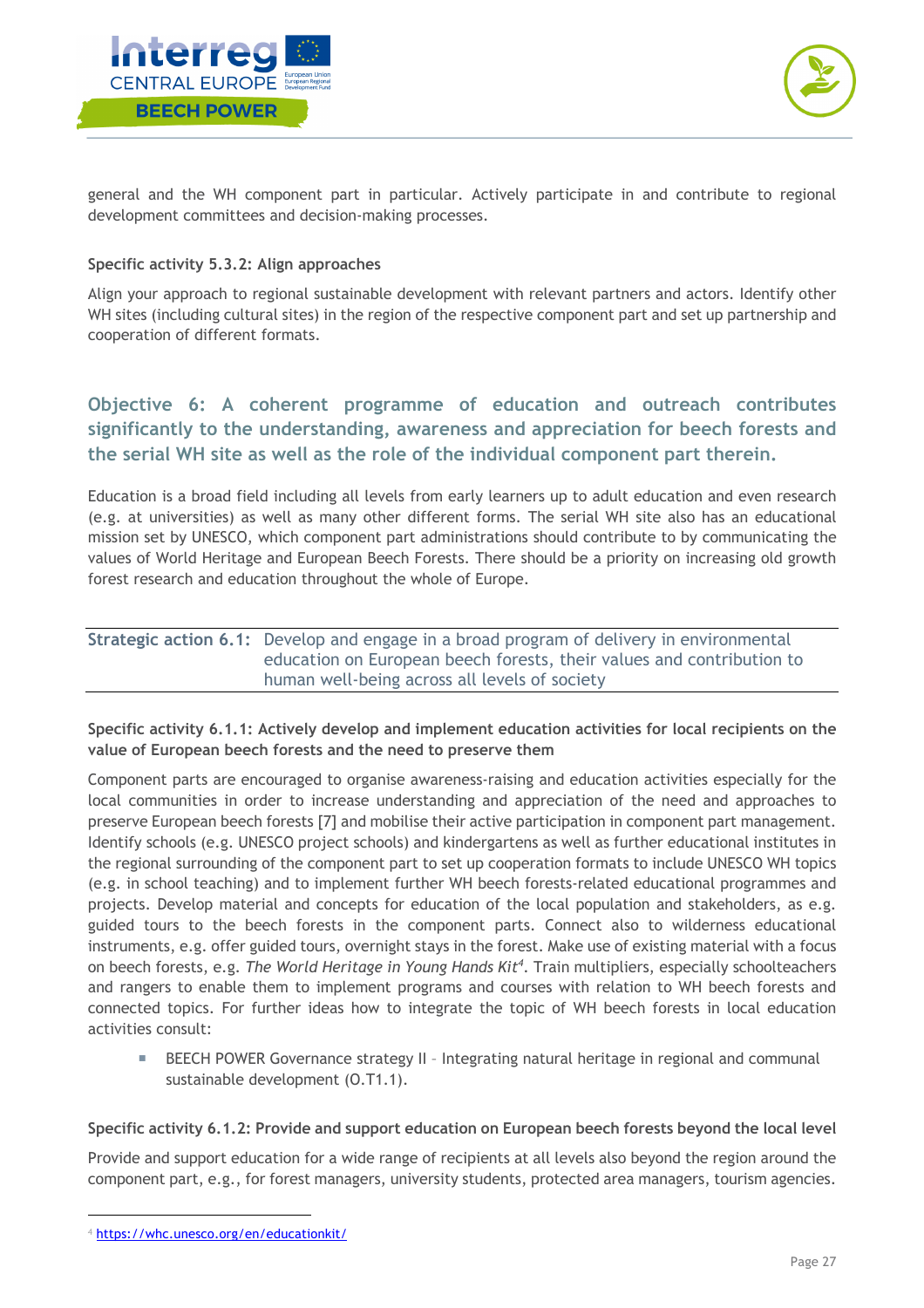general and the WH component part in particular. Actively participate in and contribute to regional development committees and decision-making processes.

**Specific activity 5.3.2: Align approaches**

Align your approach to regional sustainable development with relevant partners and actors. Identify other WH sites (including cultural sites) in the region of the respective component part and set up partnership and cooperation of different formats.

## Objective 6: A coherent programme of education and outreach contributes significantly to the understanding, awareness and appreciation for beech forests and the serial WH site as well as the role of the individual component part therein.

Education is a broad field including all levels from early learners up to adult education and even research (e.g. at universities) as well as many other different forms. The serial WH site also has an educational mission set by UNESCO, which component part administrations should contribute to by communicating the values of World Heritage and European Beech Forests. There should be a priority on increasing old growth forest research and education throughout the whole of Europe.

### Strategic action 6.1: Develop and engage in a broad program of delivery in environmental education on European beech forests, their values and contribution to human well-being across all levels of society

**Specific activity 6.1.1: Actively develop and implement education activities for local recipients on the value of European beech forests and the need to preserve them**

Component parts are encouraged to organise awareness-raising and education activities especially for the local communities in order to increase understanding and appreciation of the need and approaches to preserve European beech forests [7] and mobilise their active participation in component part management. Identify schools (e.g. UNESCO project schools) and kindergartens as well as further educational institutes in the regional surrounding of the component part to set up cooperation formats to include UNESCO WH topics (e.g. in school teaching) and to implement further WH beech forests-related educational programmes and projects. Develop material and concepts for education of the local population and stakeholders, as e.g. guided tours to the beech forests in the component parts. Connect also to wilderness educational instruments, e.g. offer guided tours, overnight stays in the forest. Make use of existing material with a focus on beech forests, e.g. *The World Heritage in Young Hands Kit*[4]. Train multipliers, especially schoolteachers and rangers to enable them to implement programs and courses with relation to WH beech forests and connected topics. For further ideas how to integrate the topic of WH beech forests in local education activities consult:

- BEECH POWER Governance strategy II – Integrating natural heritage in regional and communal sustainable development (O.T1.1).

**Specific activity 6.1.2: Provide and support education on European beech forests beyond the local level**

Provide and support education for a wide range of recipients at all levels also beyond the region around the component part, e.g., for forest managers, university students, protected area managers, tourism agencies.

[4] https://whc.unesco.org/en/educationkit/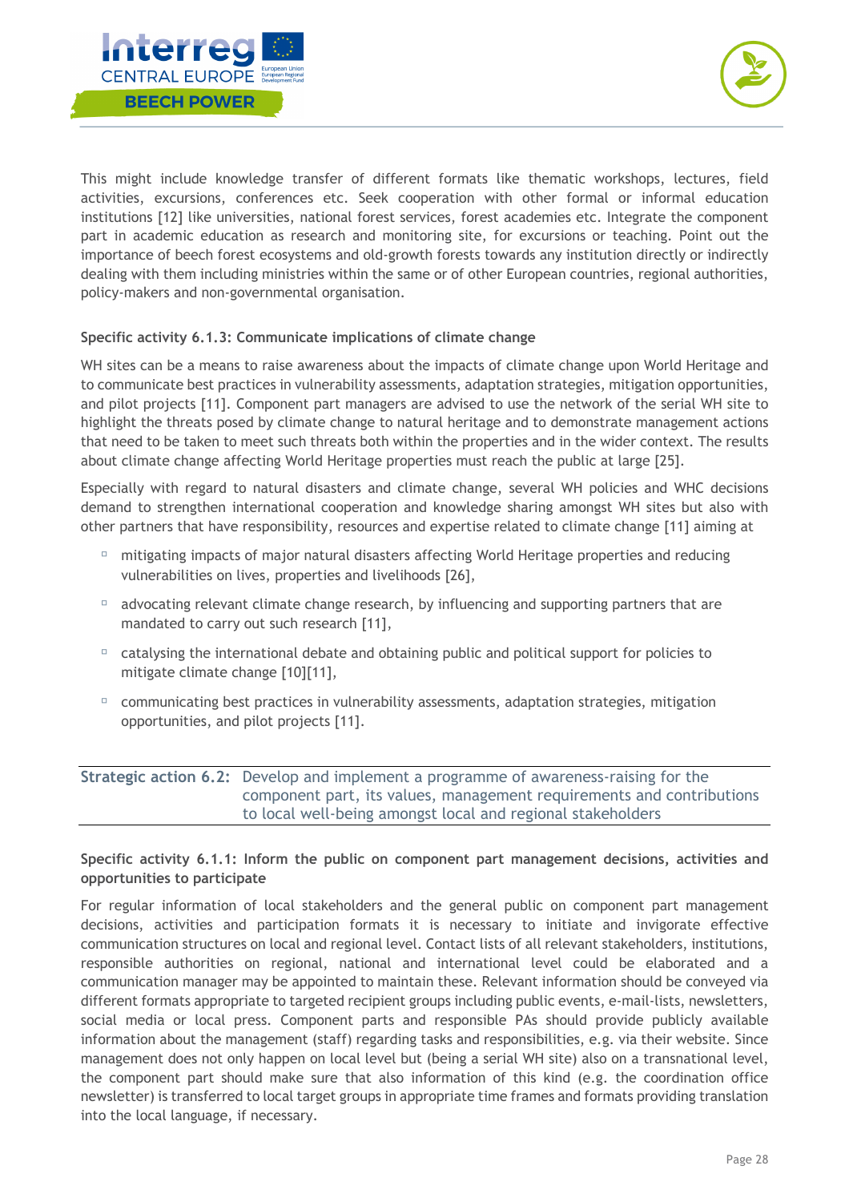This might include knowledge transfer of different formats like thematic workshops, lectures, field activities, excursions, conferences etc. Seek cooperation with other formal or informal education institutions [12] like universities, national forest services, forest academies etc. Integrate the component part in academic education as research and monitoring site, for excursions or teaching. Point out the importance of beech forest ecosystems and old-growth forests towards any institution directly or indirectly dealing with them including ministries within the same or of other European countries, regional authorities, policy-makers and non-governmental organisation.

**Specific activity 6.1.3: Communicate implications of climate change**

WH sites can be a means to raise awareness about the impacts of climate change upon World Heritage and to communicate best practices in vulnerability assessments, adaptation strategies, mitigation opportunities, and pilot projects [11]. Component part managers are advised to use the network of the serial WH site to highlight the threats posed by climate change to natural heritage and to demonstrate management actions that need to be taken to meet such threats both within the properties and in the wider context. The results about climate change affecting World Heritage properties must reach the public at large [25].

Especially with regard to natural disasters and climate change, several WH policies and WHC decisions demand to strengthen international cooperation and knowledge sharing amongst WH sites but also with other partners that have responsibility, resources and expertise related to climate change [11] aiming at

- mitigating impacts of major natural disasters affecting World Heritage properties and reducing vulnerabilities on lives, properties and livelihoods [26],
- advocating relevant climate change research, by influencing and supporting partners that are mandated to carry out such research [11],
- catalysing the international debate and obtaining public and political support for policies to mitigate climate change [10][11],
- communicating best practices in vulnerability assessments, adaptation strategies, mitigation opportunities, and pilot projects [11].

**Strategic action 6.2:** Develop and implement a programme of awareness-raising for the component part, its values, management requirements and contributions to local well-being amongst local and regional stakeholders

**Specific activity 6.1.1: Inform the public on component part management decisions, activities and opportunities to participate**

For regular information of local stakeholders and the general public on component part management decisions, activities and participation formats it is necessary to initiate and invigorate effective communication structures on local and regional level. Contact lists of all relevant stakeholders, institutions, responsible authorities on regional, national and international level could be elaborated and a communication manager may be appointed to maintain these. Relevant information should be conveyed via different formats appropriate to targeted recipient groups including public events, e-mail-lists, newsletters, social media or local press. Component parts and responsible PAs should provide publicly available information about the management (staff) regarding tasks and responsibilities, e.g. via their website. Since management does not only happen on local level but (being a serial WH site) also on a transnational level, the component part should make sure that also information of this kind (e.g. the coordination office newsletter) is transferred to local target groups in appropriate time frames and formats providing translation into the local language, if necessary.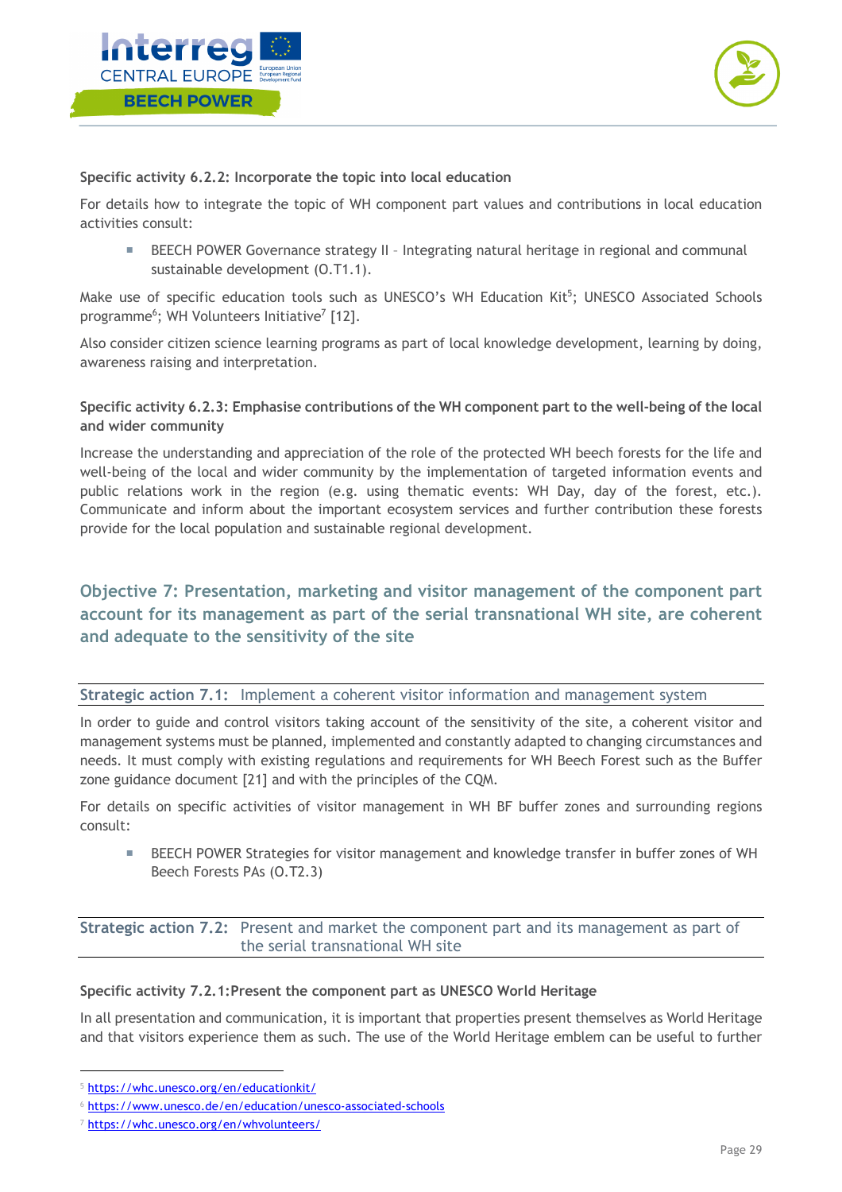**Specific activity 6.2.2: Incorporate the topic into local education**

For details how to integrate the topic of WH component part values and contributions in local education activities consult:

- BEECH POWER Governance strategy II – Integrating natural heritage in regional and communal sustainable development (O.T1.1).

Make use of specific education tools such as UNESCO's WH Education Kit[5]; UNESCO Associated Schools programme[6]; WH Volunteers Initiative[7] [12].

Also consider citizen science learning programs as part of local knowledge development, learning by doing, awareness raising and interpretation.

**Specific activity 6.2.3: Emphasise contributions of the WH component part to the well-being of the local and wider community**

Increase the understanding and appreciation of the role of the protected WH beech forests for the life and well-being of the local and wider community by the implementation of targeted information events and public relations work in the region (e.g. using thematic events: WH Day, day of the forest, etc.). Communicate and inform about the important ecosystem services and further contribution these forests provide for the local population and sustainable regional development.

## Objective 7: Presentation, marketing and visitor management of the component part account for its management as part of the serial transnational WH site, are coherent and adequate to the sensitivity of the site

### Strategic action 7.1: Implement a coherent visitor information and management system

In order to guide and control visitors taking account of the sensitivity of the site, a coherent visitor and management systems must be planned, implemented and constantly adapted to changing circumstances and needs. It must comply with existing regulations and requirements for WH Beech Forest such as the Buffer zone guidance document [21] and with the principles of the CQM.

For details on specific activities of visitor management in WH BF buffer zones and surrounding regions consult:

- BEECH POWER Strategies for visitor management and knowledge transfer in buffer zones of WH Beech Forests PAs (O.T2.3)

### Strategic action 7.2: Present and market the component part and its management as part of the serial transnational WH site

**Specific activity 7.2.1:Present the component part as UNESCO World Heritage**

In all presentation and communication, it is important that properties present themselves as World Heritage and that visitors experience them as such. The use of the World Heritage emblem can be useful to further

---

[5] https://whc.unesco.org/en/educationkit/

[6] https://www.unesco.de/en/education/unesco-associated-schools

[7] https://whc.unesco.org/en/whvolunteers/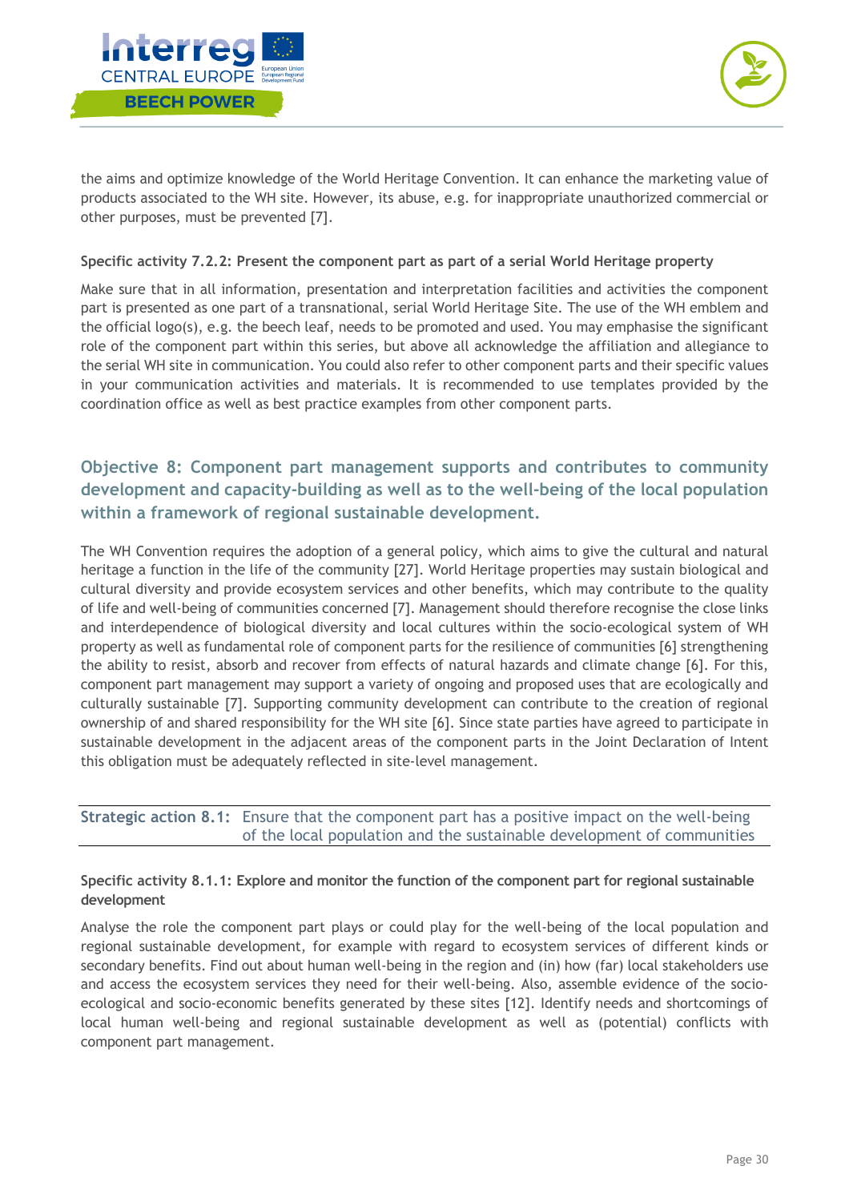the aims and optimize knowledge of the World Heritage Convention. It can enhance the marketing value of products associated to the WH site. However, its abuse, e.g. for inappropriate unauthorized commercial or other purposes, must be prevented [7].

#### Specific activity 7.2.2: Present the component part as part of a serial World Heritage property

Make sure that in all information, presentation and interpretation facilities and activities the component part is presented as one part of a transnational, serial World Heritage Site. The use of the WH emblem and the official logo(s), e.g. the beech leaf, needs to be promoted and used. You may emphasise the significant role of the component part within this series, but above all acknowledge the affiliation and allegiance to the serial WH site in communication. You could also refer to other component parts and their specific values in your communication activities and materials. It is recommended to use templates provided by the coordination office as well as best practice examples from other component parts.

## Objective 8: Component part management supports and contributes to community development and capacity-building as well as to the well-being of the local population within a framework of regional sustainable development.

The WH Convention requires the adoption of a general policy, which aims to give the cultural and natural heritage a function in the life of the community [27]. World Heritage properties may sustain biological and cultural diversity and provide ecosystem services and other benefits, which may contribute to the quality of life and well-being of communities concerned [7]. Management should therefore recognise the close links and interdependence of biological diversity and local cultures within the socio-ecological system of WH property as well as fundamental role of component parts for the resilience of communities [6] strengthening the ability to resist, absorb and recover from effects of natural hazards and climate change [6]. For this, component part management may support a variety of ongoing and proposed uses that are ecologically and culturally sustainable [7]. Supporting community development can contribute to the creation of regional ownership of and shared responsibility for the WH site [6]. Since state parties have agreed to participate in sustainable development in the adjacent areas of the component parts in the Joint Declaration of Intent this obligation must be adequately reflected in site-level management.

### Strategic action 8.1: Ensure that the component part has a positive impact on the well-being of the local population and the sustainable development of communities

#### Specific activity 8.1.1: Explore and monitor the function of the component part for regional sustainable development

Analyse the role the component part plays or could play for the well-being of the local population and regional sustainable development, for example with regard to ecosystem services of different kinds or secondary benefits. Find out about human well-being in the region and (in) how (far) local stakeholders use and access the ecosystem services they need for their well-being. Also, assemble evidence of the socio-ecological and socio-economic benefits generated by these sites [12]. Identify needs and shortcomings of local human well-being and regional sustainable development as well as (potential) conflicts with component part management.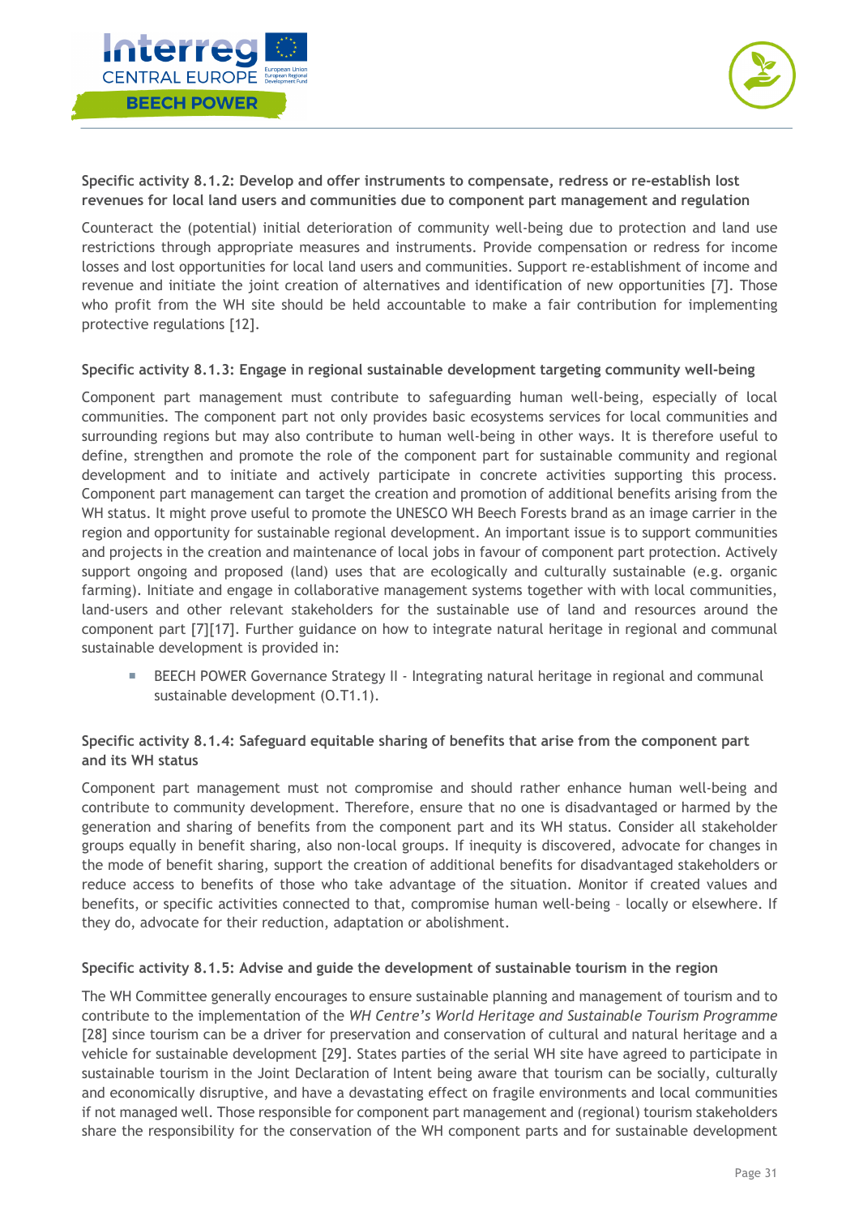#### Specific activity 8.1.2: Develop and offer instruments to compensate, redress or re-establish lost revenues for local land users and communities due to component part management and regulation

Counteract the (potential) initial deterioration of community well-being due to protection and land use restrictions through appropriate measures and instruments. Provide compensation or redress for income losses and lost opportunities for local land users and communities. Support re-establishment of income and revenue and initiate the joint creation of alternatives and identification of new opportunities [7]. Those who profit from the WH site should be held accountable to make a fair contribution for implementing protective regulations [12].

#### Specific activity 8.1.3: Engage in regional sustainable development targeting community well-being

Component part management must contribute to safeguarding human well-being, especially of local communities. The component part not only provides basic ecosystems services for local communities and surrounding regions but may also contribute to human well-being in other ways. It is therefore useful to define, strengthen and promote the role of the component part for sustainable community and regional development and to initiate and actively participate in concrete activities supporting this process. Component part management can target the creation and promotion of additional benefits arising from the WH status. It might prove useful to promote the UNESCO WH Beech Forests brand as an image carrier in the region and opportunity for sustainable regional development. An important issue is to support communities and projects in the creation and maintenance of local jobs in favour of component part protection. Actively support ongoing and proposed (land) uses that are ecologically and culturally sustainable (e.g. organic farming). Initiate and engage in collaborative management systems together with with local communities, land-users and other relevant stakeholders for the sustainable use of land and resources around the component part [7][17]. Further guidance on how to integrate natural heritage in regional and communal sustainable development is provided in:

- BEECH POWER Governance Strategy II - Integrating natural heritage in regional and communal sustainable development (O.T1.1).

#### Specific activity 8.1.4: Safeguard equitable sharing of benefits that arise from the component part and its WH status

Component part management must not compromise and should rather enhance human well-being and contribute to community development. Therefore, ensure that no one is disadvantaged or harmed by the generation and sharing of benefits from the component part and its WH status. Consider all stakeholder groups equally in benefit sharing, also non-local groups. If inequity is discovered, advocate for changes in the mode of benefit sharing, support the creation of additional benefits for disadvantaged stakeholders or reduce access to benefits of those who take advantage of the situation. Monitor if created values and benefits, or specific activities connected to that, compromise human well-being – locally or elsewhere. If they do, advocate for their reduction, adaptation or abolishment.

#### Specific activity 8.1.5: Advise and guide the development of sustainable tourism in the region

The WH Committee generally encourages to ensure sustainable planning and management of tourism and to contribute to the implementation of the *WH Centre's World Heritage and Sustainable Tourism Programme* [28] since tourism can be a driver for preservation and conservation of cultural and natural heritage and a vehicle for sustainable development [29]. States parties of the serial WH site have agreed to participate in sustainable tourism in the Joint Declaration of Intent being aware that tourism can be socially, culturally and economically disruptive, and have a devastating effect on fragile environments and local communities if not managed well. Those responsible for component part management and (regional) tourism stakeholders share the responsibility for the conservation of the WH component parts and for sustainable development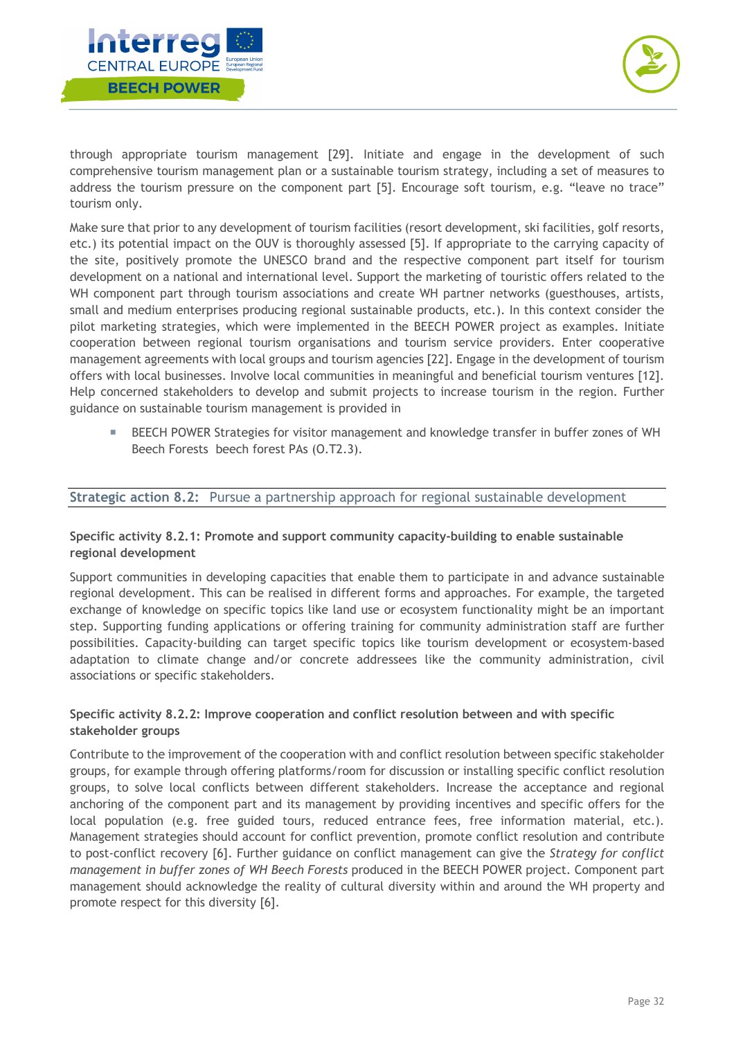through appropriate tourism management [29]. Initiate and engage in the development of such comprehensive tourism management plan or a sustainable tourism strategy, including a set of measures to address the tourism pressure on the component part [5]. Encourage soft tourism, e.g. "leave no trace" tourism only.

Make sure that prior to any development of tourism facilities (resort development, ski facilities, golf resorts, etc.) its potential impact on the OUV is thoroughly assessed [5]. If appropriate to the carrying capacity of the site, positively promote the UNESCO brand and the respective component part itself for tourism development on a national and international level. Support the marketing of touristic offers related to the WH component part through tourism associations and create WH partner networks (guesthouses, artists, small and medium enterprises producing regional sustainable products, etc.). In this context consider the pilot marketing strategies, which were implemented in the BEECH POWER project as examples. Initiate cooperation between regional tourism organisations and tourism service providers. Enter cooperative management agreements with local groups and tourism agencies [22]. Engage in the development of tourism offers with local businesses. Involve local communities in meaningful and beneficial tourism ventures [12]. Help concerned stakeholders to develop and submit projects to increase tourism in the region. Further guidance on sustainable tourism management is provided in

- BEECH POWER Strategies for visitor management and knowledge transfer in buffer zones of WH Beech Forests beech forest PAs (O.T2.3).

## Strategic action 8.2: Pursue a partnership approach for regional sustainable development

### Specific activity 8.2.1: Promote and support community capacity-building to enable sustainable regional development

Support communities in developing capacities that enable them to participate in and advance sustainable regional development. This can be realised in different forms and approaches. For example, the targeted exchange of knowledge on specific topics like land use or ecosystem functionality might be an important step. Supporting funding applications or offering training for community administration staff are further possibilities. Capacity-building can target specific topics like tourism development or ecosystem-based adaptation to climate change and/or concrete addressees like the community administration, civil associations or specific stakeholders.

### Specific activity 8.2.2: Improve cooperation and conflict resolution between and with specific stakeholder groups

Contribute to the improvement of the cooperation with and conflict resolution between specific stakeholder groups, for example through offering platforms/room for discussion or installing specific conflict resolution groups, to solve local conflicts between different stakeholders. Increase the acceptance and regional anchoring of the component part and its management by providing incentives and specific offers for the local population (e.g. free guided tours, reduced entrance fees, free information material, etc.). Management strategies should account for conflict prevention, promote conflict resolution and contribute to post-conflict recovery [6]. Further guidance on conflict management can give the *Strategy for conflict management in buffer zones of WH Beech Forests* produced in the BEECH POWER project. Component part management should acknowledge the reality of cultural diversity within and around the WH property and promote respect for this diversity [6].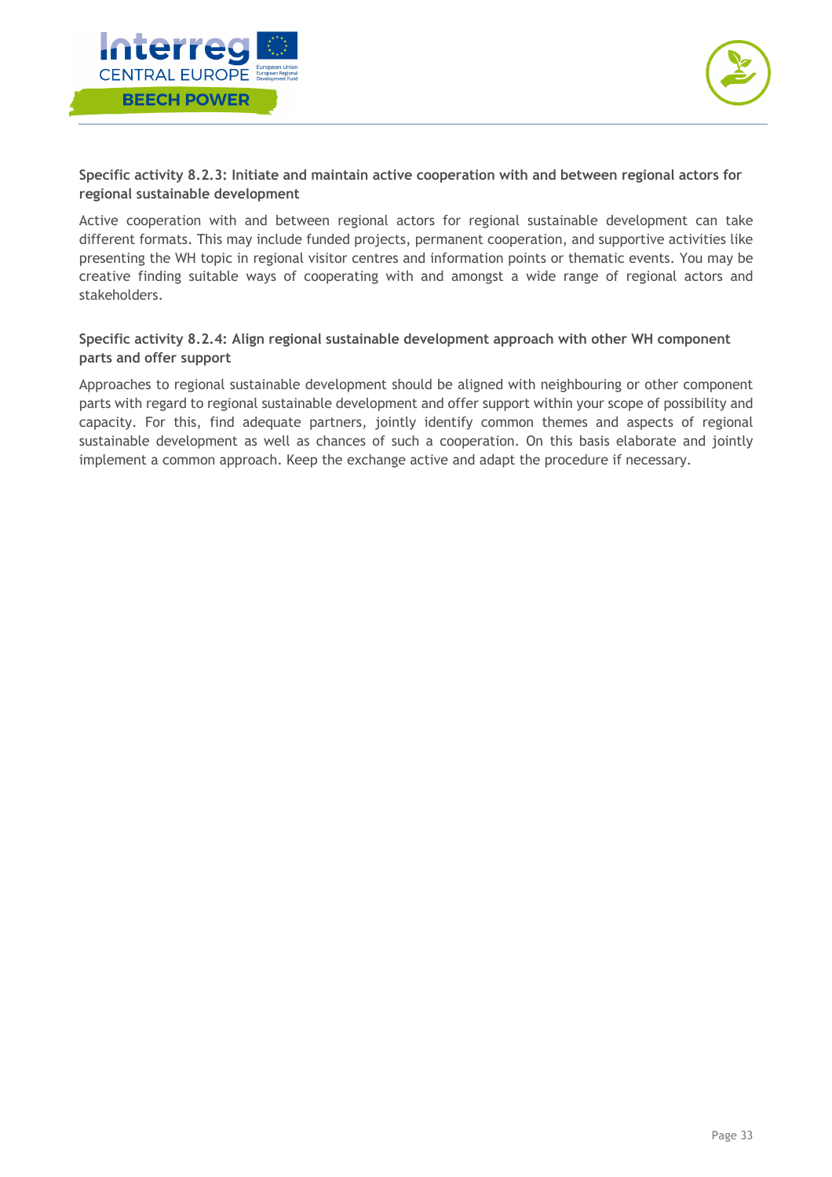**Specific activity 8.2.3: Initiate and maintain active cooperation with and between regional actors for regional sustainable development**

Active cooperation with and between regional actors for regional sustainable development can take different formats. This may include funded projects, permanent cooperation, and supportive activities like presenting the WH topic in regional visitor centres and information points or thematic events. You may be creative finding suitable ways of cooperating with and amongst a wide range of regional actors and stakeholders.

**Specific activity 8.2.4: Align regional sustainable development approach with other WH component parts and offer support**

Approaches to regional sustainable development should be aligned with neighbouring or other component parts with regard to regional sustainable development and offer support within your scope of possibility and capacity. For this, find adequate partners, jointly identify common themes and aspects of regional sustainable development as well as chances of such a cooperation. On this basis elaborate and jointly implement a common approach. Keep the exchange active and adapt the procedure if necessary.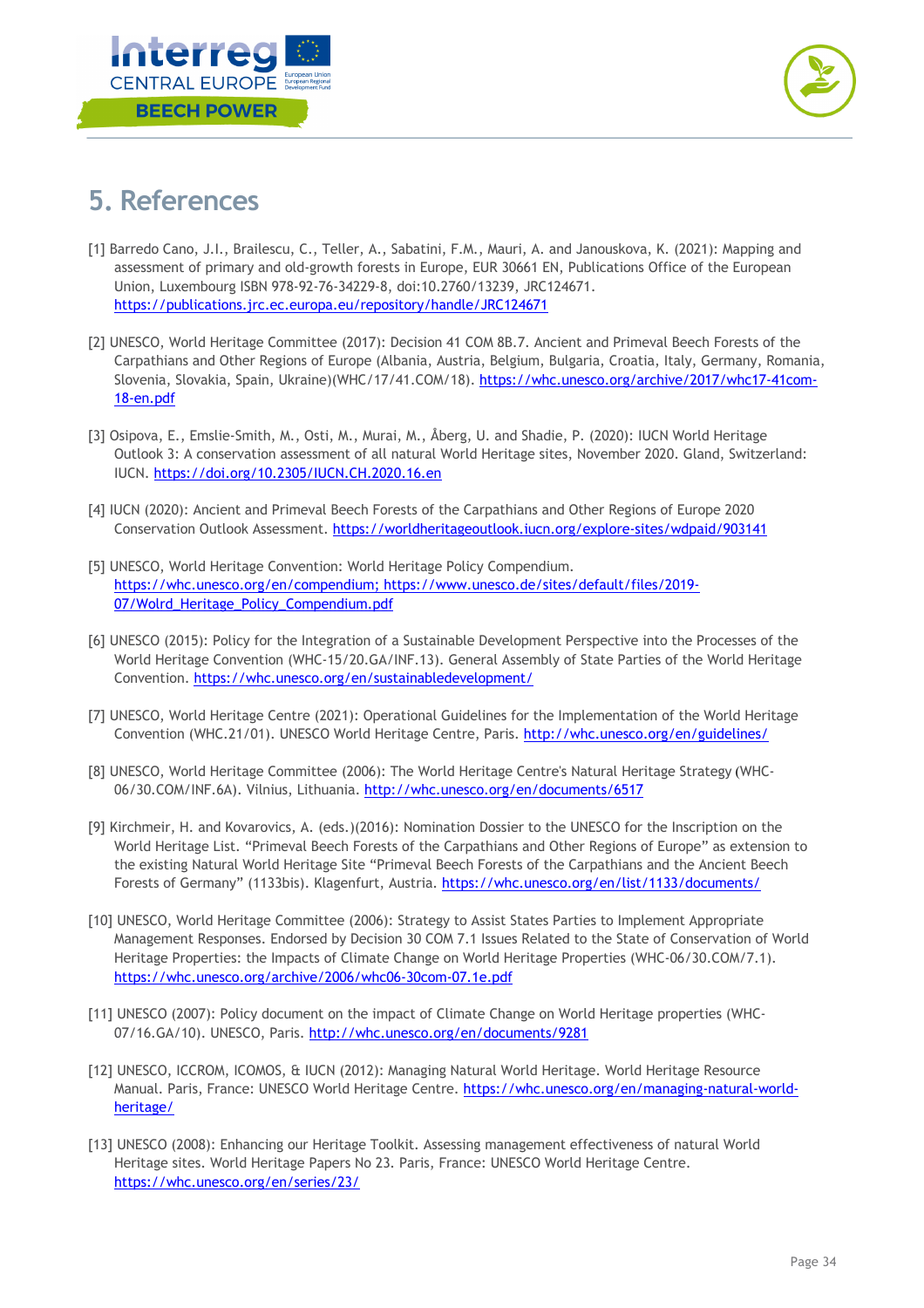## 5. References

[1] Barredo Cano, J.I., Brailescu, C., Teller, A., Sabatini, F.M., Mauri, A. and Janouskova, K. (2021): Mapping and assessment of primary and old-growth forests in Europe, EUR 30661 EN, Publications Office of the European Union, Luxembourg ISBN 978-92-76-34229-8, doi:10.2760/13239, JRC124671. https://publications.jrc.ec.europa.eu/repository/handle/JRC124671

[2] UNESCO, World Heritage Committee (2017): Decision 41 COM 8B.7. Ancient and Primeval Beech Forests of the Carpathians and Other Regions of Europe (Albania, Austria, Belgium, Bulgaria, Croatia, Italy, Germany, Romania, Slovenia, Slovakia, Spain, Ukraine)(WHC/17/41.COM/18). https://whc.unesco.org/archive/2017/whc17-41com-18-en.pdf

[3] Osipova, E., Emslie-Smith, M., Osti, M., Murai, M., Åberg, U. and Shadie, P. (2020): IUCN World Heritage Outlook 3: A conservation assessment of all natural World Heritage sites, November 2020. Gland, Switzerland: IUCN. https://doi.org/10.2305/IUCN.CH.2020.16.en

[4] IUCN (2020): Ancient and Primeval Beech Forests of the Carpathians and Other Regions of Europe 2020 Conservation Outlook Assessment. https://worldheritageoutlook.iucn.org/explore-sites/wdpaid/903141

[5] UNESCO, World Heritage Convention: World Heritage Policy Compendium. https://whc.unesco.org/en/compendium; https://www.unesco.de/sites/default/files/2019-07/Wolrd_Heritage_Policy_Compendium.pdf

[6] UNESCO (2015): Policy for the Integration of a Sustainable Development Perspective into the Processes of the World Heritage Convention (WHC-15/20.GA/INF.13). General Assembly of State Parties of the World Heritage Convention. https://whc.unesco.org/en/sustainabledevelopment/

[7] UNESCO, World Heritage Centre (2021): Operational Guidelines for the Implementation of the World Heritage Convention (WHC.21/01). UNESCO World Heritage Centre, Paris. http://whc.unesco.org/en/guidelines/

[8] UNESCO, World Heritage Committee (2006): The World Heritage Centre's Natural Heritage Strategy (WHC-06/30.COM/INF.6A). Vilnius, Lithuania. http://whc.unesco.org/en/documents/6517

[9] Kirchmeir, H. and Kovarovics, A. (eds.)(2016): Nomination Dossier to the UNESCO for the Inscription on the World Heritage List. "Primeval Beech Forests of the Carpathians and Other Regions of Europe" as extension to the existing Natural World Heritage Site "Primeval Beech Forests of the Carpathians and the Ancient Beech Forests of Germany" (1133bis). Klagenfurt, Austria. https://whc.unesco.org/en/list/1133/documents/

[10] UNESCO, World Heritage Committee (2006): Strategy to Assist States Parties to Implement Appropriate Management Responses. Endorsed by Decision 30 COM 7.1 Issues Related to the State of Conservation of World Heritage Properties: the Impacts of Climate Change on World Heritage Properties (WHC-06/30.COM/7.1). https://whc.unesco.org/archive/2006/whc06-30com-07.1e.pdf

[11] UNESCO (2007): Policy document on the impact of Climate Change on World Heritage properties (WHC-07/16.GA/10). UNESCO, Paris. http://whc.unesco.org/en/documents/9281

[12] UNESCO, ICCROM, ICOMOS, & IUCN (2012): Managing Natural World Heritage. World Heritage Resource Manual. Paris, France: UNESCO World Heritage Centre. https://whc.unesco.org/en/managing-natural-world-heritage/

[13] UNESCO (2008): Enhancing our Heritage Toolkit. Assessing management effectiveness of natural World Heritage sites. World Heritage Papers No 23. Paris, France: UNESCO World Heritage Centre. https://whc.unesco.org/en/series/23/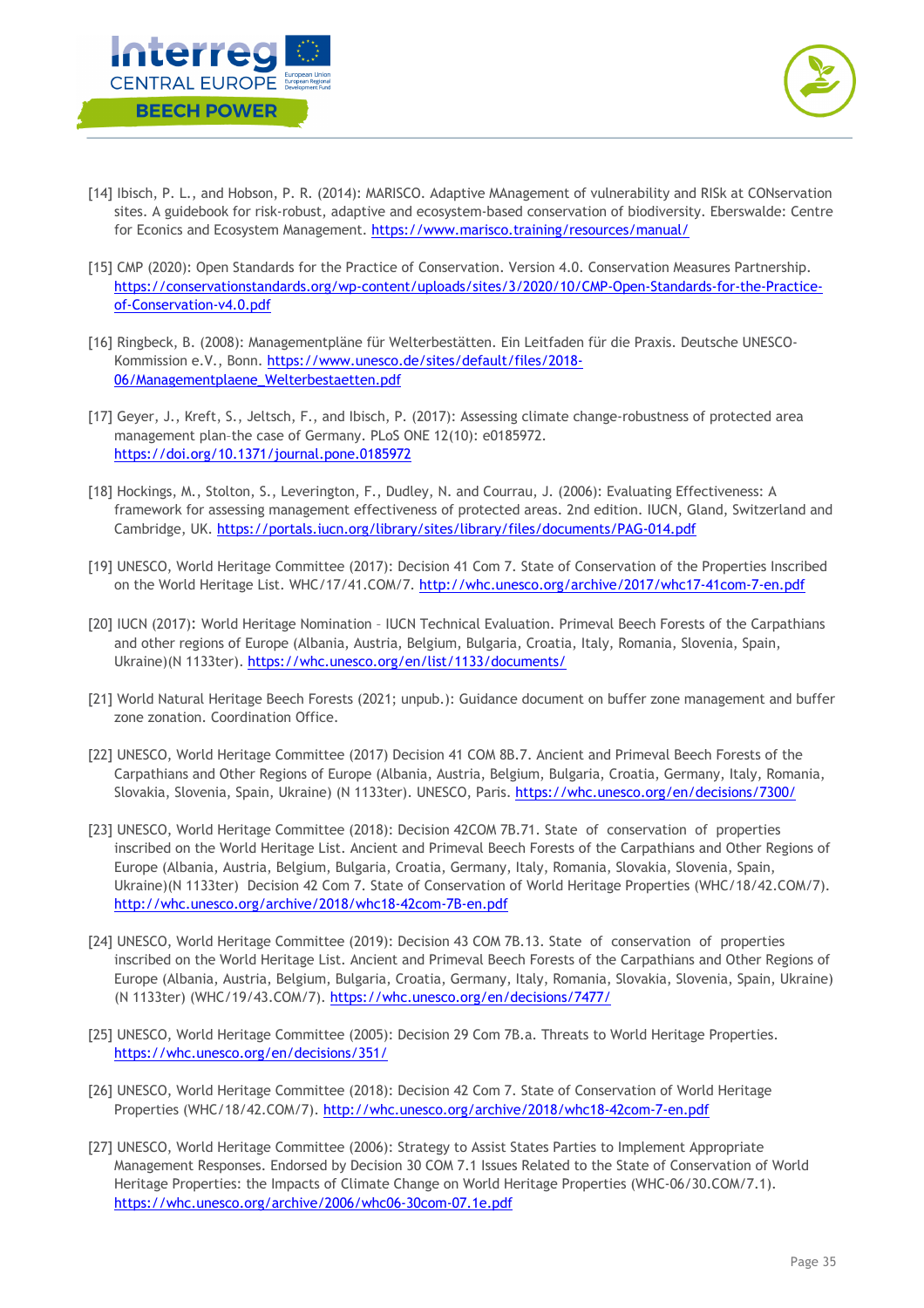[14] Ibisch, P. L., and Hobson, P. R. (2014): MARISCO. Adaptive MAnagement of vulnerability and RISk at CONservation sites. A guidebook for risk-robust, adaptive and ecosystem-based conservation of biodiversity. Eberswalde: Centre for Econics and Ecosystem Management. https://www.marisco.training/resources/manual/

[15] CMP (2020): Open Standards for the Practice of Conservation. Version 4.0. Conservation Measures Partnership. https://conservationstandards.org/wp-content/uploads/sites/3/2020/10/CMP-Open-Standards-for-the-Practice-of-Conservation-v4.0.pdf

[16] Ringbeck, B. (2008): Managementpläne für Welterbestätten. Ein Leitfaden für die Praxis. Deutsche UNESCO-Kommission e.V., Bonn. https://www.unesco.de/sites/default/files/2018-06/Managementplaene_Welterbestaetten.pdf

[17] Geyer, J., Kreft, S., Jeltsch, F., and Ibisch, P. (2017): Assessing climate change-robustness of protected area management plan–the case of Germany. PLoS ONE 12(10): e0185972. https://doi.org/10.1371/journal.pone.0185972

[18] Hockings, M., Stolton, S., Leverington, F., Dudley, N. and Courrau, J. (2006): Evaluating Effectiveness: A framework for assessing management effectiveness of protected areas. 2nd edition. IUCN, Gland, Switzerland and Cambridge, UK. https://portals.iucn.org/library/sites/library/files/documents/PAG-014.pdf

[19] UNESCO, World Heritage Committee (2017): Decision 41 Com 7. State of Conservation of the Properties Inscribed on the World Heritage List. WHC/17/41.COM/7. http://whc.unesco.org/archive/2017/whc17-41com-7-en.pdf

[20] IUCN (2017): World Heritage Nomination – IUCN Technical Evaluation. Primeval Beech Forests of the Carpathians and other regions of Europe (Albania, Austria, Belgium, Bulgaria, Croatia, Italy, Romania, Slovenia, Spain, Ukraine)(N 1133ter). https://whc.unesco.org/en/list/1133/documents/

[21] World Natural Heritage Beech Forests (2021; unpub.): Guidance document on buffer zone management and buffer zone zonation. Coordination Office.

[22] UNESCO, World Heritage Committee (2017) Decision 41 COM 8B.7. Ancient and Primeval Beech Forests of the Carpathians and Other Regions of Europe (Albania, Austria, Belgium, Bulgaria, Croatia, Germany, Italy, Romania, Slovakia, Slovenia, Spain, Ukraine) (N 1133ter). UNESCO, Paris. https://whc.unesco.org/en/decisions/7300/

[23] UNESCO, World Heritage Committee (2018): Decision 42COM 7B.71. State of conservation of properties inscribed on the World Heritage List. Ancient and Primeval Beech Forests of the Carpathians and Other Regions of Europe (Albania, Austria, Belgium, Bulgaria, Croatia, Germany, Italy, Romania, Slovakia, Slovenia, Spain, Ukraine)(N 1133ter) Decision 42 Com 7. State of Conservation of World Heritage Properties (WHC/18/42.COM/7). http://whc.unesco.org/archive/2018/whc18-42com-7B-en.pdf

[24] UNESCO, World Heritage Committee (2019): Decision 43 COM 7B.13. State of conservation of properties inscribed on the World Heritage List. Ancient and Primeval Beech Forests of the Carpathians and Other Regions of Europe (Albania, Austria, Belgium, Bulgaria, Croatia, Germany, Italy, Romania, Slovakia, Slovenia, Spain, Ukraine) (N 1133ter) (WHC/19/43.COM/7). https://whc.unesco.org/en/decisions/7477/

[25] UNESCO, World Heritage Committee (2005): Decision 29 Com 7B.a. Threats to World Heritage Properties. https://whc.unesco.org/en/decisions/351/

[26] UNESCO, World Heritage Committee (2018): Decision 42 Com 7. State of Conservation of World Heritage Properties (WHC/18/42.COM/7). http://whc.unesco.org/archive/2018/whc18-42com-7-en.pdf

[27] UNESCO, World Heritage Committee (2006): Strategy to Assist States Parties to Implement Appropriate Management Responses. Endorsed by Decision 30 COM 7.1 Issues Related to the State of Conservation of World Heritage Properties: the Impacts of Climate Change on World Heritage Properties (WHC-06/30.COM/7.1). https://whc.unesco.org/archive/2006/whc06-30com-07.1e.pdf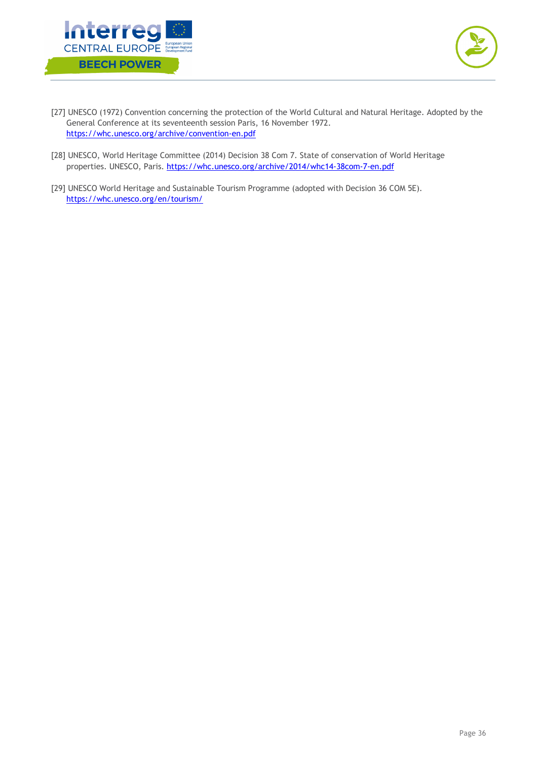[27] UNESCO (1972) Convention concerning the protection of the World Cultural and Natural Heritage. Adopted by the General Conference at its seventeenth session Paris, 16 November 1972. https://whc.unesco.org/archive/convention-en.pdf

[28] UNESCO, World Heritage Committee (2014) Decision 38 Com 7. State of conservation of World Heritage properties. UNESCO, Paris. https://whc.unesco.org/archive/2014/whc14-38com-7-en.pdf

[29] UNESCO World Heritage and Sustainable Tourism Programme (adopted with Decision 36 COM 5E). https://whc.unesco.org/en/tourism/